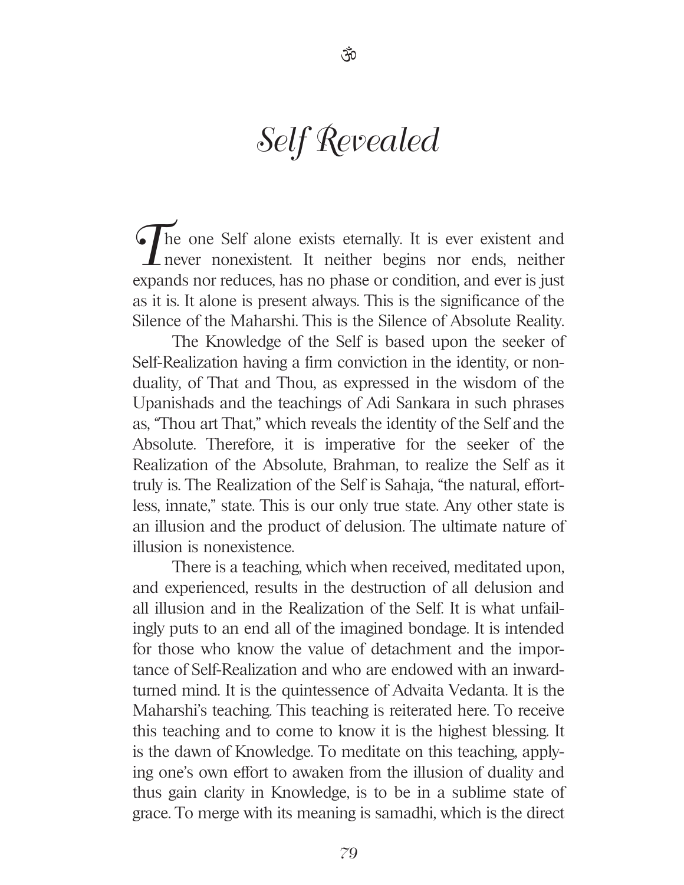ॐ

# Self Revealed

The one Self alone exists eternally. It is ever existent and never nonexistent. It neither begins nor ends, neither expands nor reduces, has no phase or condition, and ever is just as it is. It alone is present always. This is the significance of the Silence of the Maharshi. This is the Silence of Absolute Reality.

The Knowledge of the Self is based upon the seeker of Self-Realization having a firm conviction in the identity, or nonduality, of That and Thou, as expressed in the wisdom of the Upanishads and the teachings of Adi Sankara in such phrases as, "Thou art That," which reveals the identity of the Self and the Absolute. Therefore, it is imperative for the seeker of the Realization of the Absolute, Brahman, to realize the Self as it truly is. The Realization of the Self is Sahaja, "the natural, effortless, innate," state. This is our only true state. Any other state is an illusion and the product of delusion. The ultimate nature of illusion is nonexistence.

There is a teaching, which when received, meditated upon, and experienced, results in the destruction of all delusion and all illusion and in the Realization of the Self. It is what unfailingly puts to an end all of the imagined bondage. It is intended for those who know the value of detachment and the importance of Self-Realization and who are endowed with an inward-turned mind. It is the quintessence of Advaita Vedanta. It is the Maharshi's teaching. This teaching is reiterated here. To receive this teaching and to come to know it is the highest blessing. It is the dawn of Knowledge. To meditate on this teaching, applying one's own effort to awaken from the illusion of duality and thus gain clarity in Knowledge, is to be in a sublime state of grace. To merge with its meaning is samadhi, which is the direct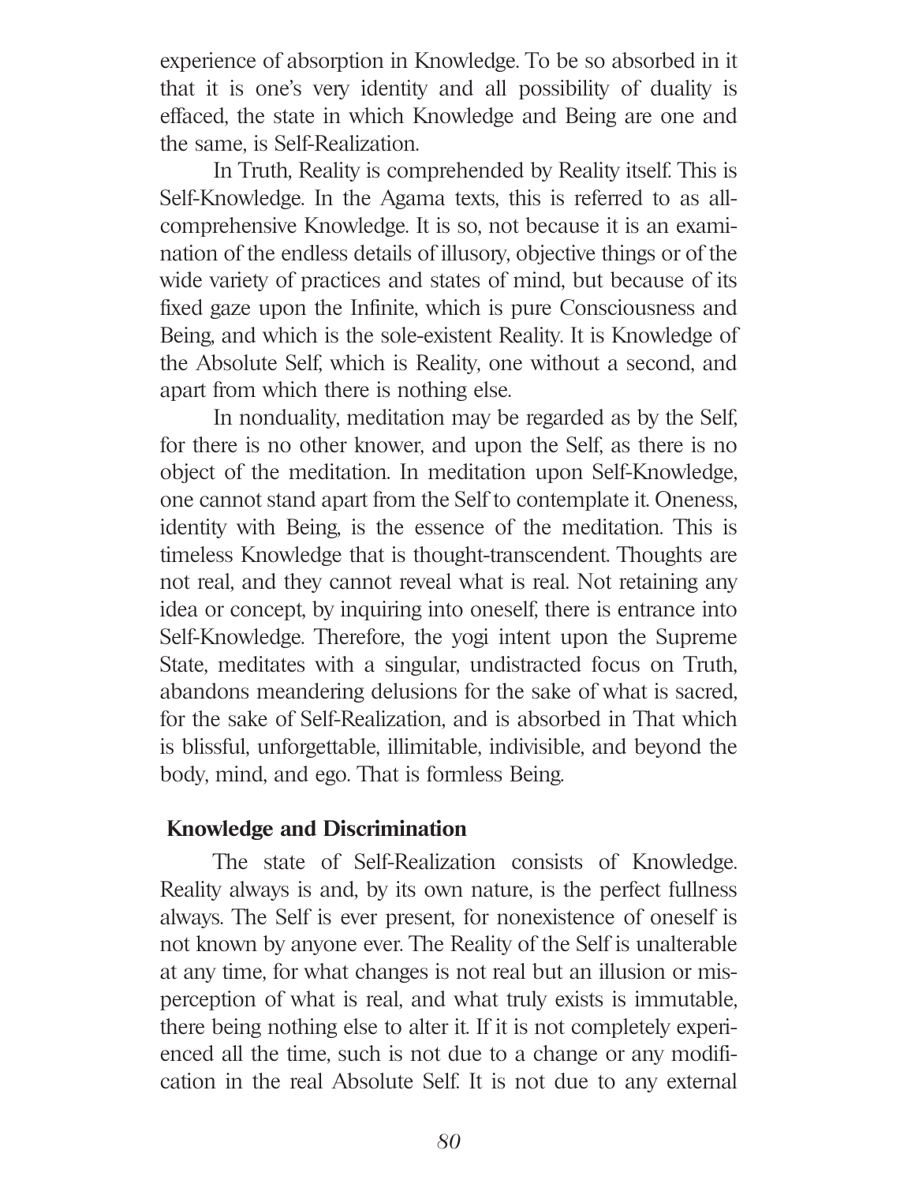experience of absorption in Knowledge. To be so absorbed in it that it is one's very identity and all possibility of duality is effaced, the state in which Knowledge and Being are one and the same, is Self-Realization.

In Truth, Reality is comprehended by Reality itself. This is Self-Knowledge. In the Agama texts, this is referred to as all-comprehensive Knowledge. It is so, not because it is an examination of the endless details of illusory, objective things or of the wide variety of practices and states of mind, but because of its fixed gaze upon the Infinite, which is pure Consciousness and Being, and which is the sole-existent Reality. It is Knowledge of the Absolute Self, which is Reality, one without a second, and apart from which there is nothing else.

In nonduality, meditation may be regarded as by the Self, for there is no other knower, and upon the Self, as there is no object of the meditation. In meditation upon Self-Knowledge, one cannot stand apart from the Self to contemplate it. Oneness, identity with Being, is the essence of the meditation. This is timeless Knowledge that is thought-transcendent. Thoughts are not real, and they cannot reveal what is real. Not retaining any idea or concept, by inquiring into oneself, there is entrance into Self-Knowledge. Therefore, the yogi intent upon the Supreme State, meditates with a singular, undistracted focus on Truth, abandons meandering delusions for the sake of what is sacred, for the sake of Self-Realization, and is absorbed in That which is blissful, unforgettable, illimitable, indivisible, and beyond the body, mind, and ego. That is formless Being.

### Knowledge and Discrimination

The state of Self-Realization consists of Knowledge. Reality always is and, by its own nature, is the perfect fullness always. The Self is ever present, for nonexistence of oneself is not known by anyone ever. The Reality of the Self is unalterable at any time, for what changes is not real but an illusion or misperception of what is real, and what truly exists is immutable, there being nothing else to alter it. If it is not completely experienced all the time, such is not due to a change or any modification in the real Absolute Self. It is not due to any external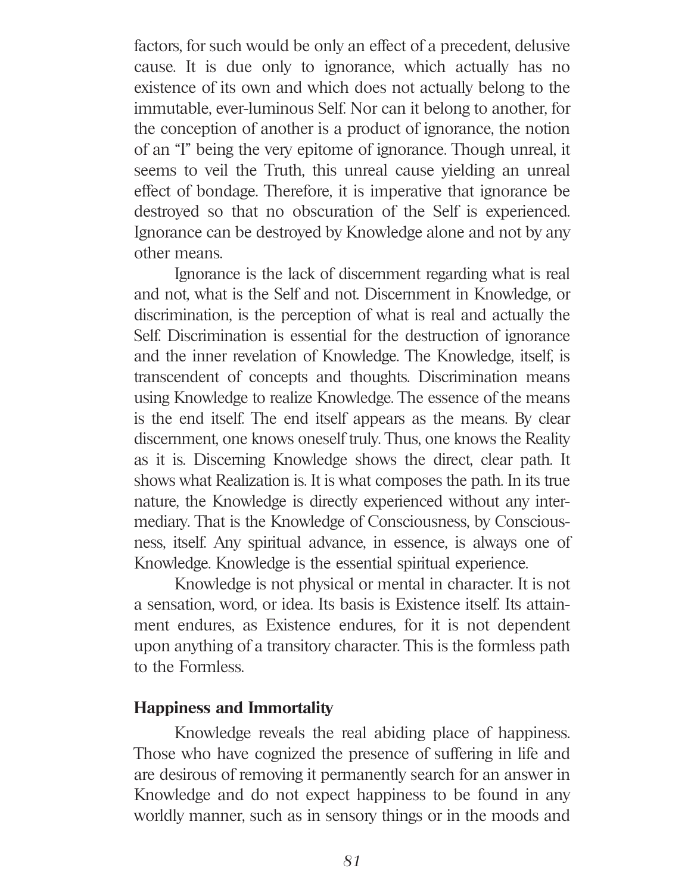factors, for such would be only an effect of a precedent, delusive cause. It is due only to ignorance, which actually has no existence of its own and which does not actually belong to the immutable, ever-luminous Self. Nor can it belong to another, for the conception of another is a product of ignorance, the notion of an "I" being the very epitome of ignorance. Though unreal, it seems to veil the Truth, this unreal cause yielding an unreal effect of bondage. Therefore, it is imperative that ignorance be destroyed so that no obscuration of the Self is experienced. Ignorance can be destroyed by Knowledge alone and not by any other means.

Ignorance is the lack of discernment regarding what is real and not, what is the Self and not. Discernment in Knowledge, or discrimination, is the perception of what is real and actually the Self. Discrimination is essential for the destruction of ignorance and the inner revelation of Knowledge. The Knowledge, itself, is transcendent of concepts and thoughts. Discrimination means using Knowledge to realize Knowledge. The essence of the means is the end itself. The end itself appears as the means. By clear discernment, one knows oneself truly. Thus, one knows the Reality as it is. Discerning Knowledge shows the direct, clear path. It shows what Realization is. It is what composes the path. In its true nature, the Knowledge is directly experienced without any intermediary. That is the Knowledge of Consciousness, by Consciousness, itself. Any spiritual advance, in essence, is always one of Knowledge. Knowledge is the essential spiritual experience.

Knowledge is not physical or mental in character. It is not a sensation, word, or idea. Its basis is Existence itself. Its attainment endures, as Existence endures, for it is not dependent upon anything of a transitory character. This is the formless path to the Formless.

## Happiness and Immortality

Knowledge reveals the real abiding place of happiness. Those who have cognized the presence of suffering in life and are desirous of removing it permanently search for an answer in Knowledge and do not expect happiness to be found in any worldly manner, such as in sensory things or in the moods and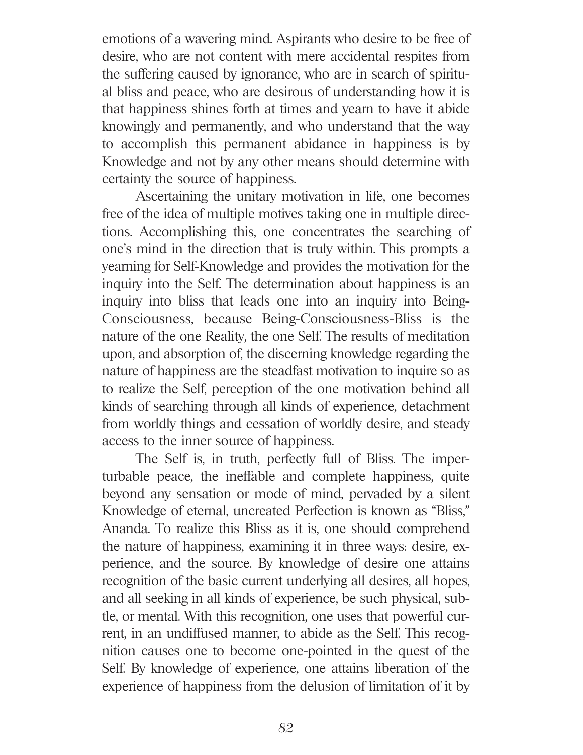emotions of a wavering mind. Aspirants who desire to be free of desire, who are not content with mere accidental respites from the suffering caused by ignorance, who are in search of spiritual bliss and peace, who are desirous of understanding how it is that happiness shines forth at times and yearn to have it abide knowingly and permanently, and who understand that the way to accomplish this permanent abidance in happiness is by Knowledge and not by any other means should determine with certainty the source of happiness.

Ascertaining the unitary motivation in life, one becomes free of the idea of multiple motives taking one in multiple directions. Accomplishing this, one concentrates the searching of one's mind in the direction that is truly within. This prompts a yearning for Self-Knowledge and provides the motivation for the inquiry into the Self. The determination about happiness is an inquiry into bliss that leads one into an inquiry into Being-Consciousness, because Being-Consciousness-Bliss is the nature of the one Reality, the one Self. The results of meditation upon, and absorption of, the discerning knowledge regarding the nature of happiness are the steadfast motivation to inquire so as to realize the Self, perception of the one motivation behind all kinds of searching through all kinds of experience, detachment from worldly things and cessation of worldly desire, and steady access to the inner source of happiness.

The Self is, in truth, perfectly full of Bliss. The imperturbable peace, the ineffable and complete happiness, quite beyond any sensation or mode of mind, pervaded by a silent Knowledge of eternal, uncreated Perfection is known as "Bliss," Ananda. To realize this Bliss as it is, one should comprehend the nature of happiness, examining it in three ways: desire, experience, and the source. By knowledge of desire one attains recognition of the basic current underlying all desires, all hopes, and all seeking in all kinds of experience, be such physical, subtle, or mental. With this recognition, one uses that powerful current, in an undiffused manner, to abide as the Self. This recognition causes one to become one-pointed in the quest of the Self. By knowledge of experience, one attains liberation of the experience of happiness from the delusion of limitation of it by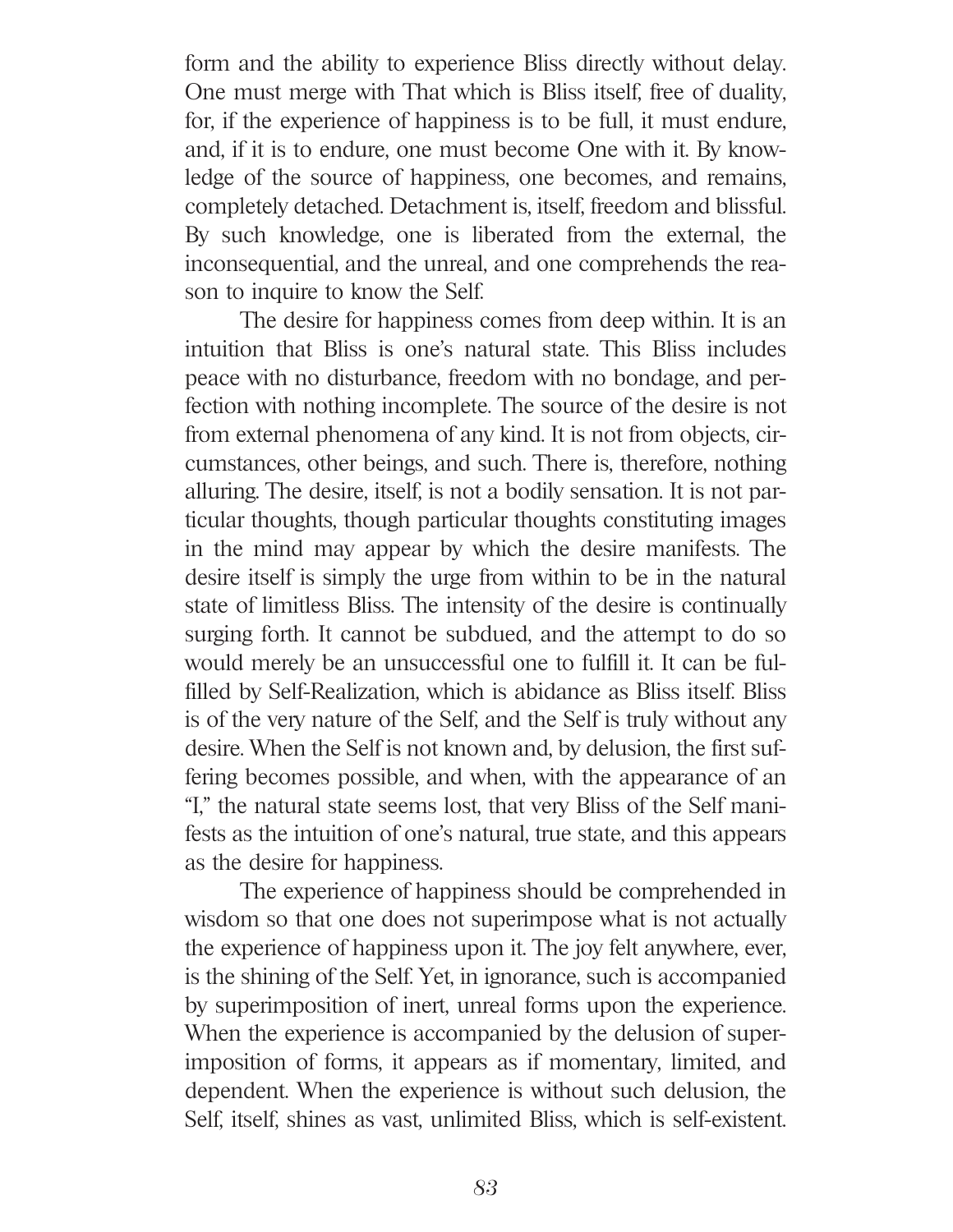form and the ability to experience Bliss directly without delay. One must merge with That which is Bliss itself, free of duality, for, if the experience of happiness is to be full, it must endure, and, if it is to endure, one must become One with it. By knowledge of the source of happiness, one becomes, and remains, completely detached. Detachment is, itself, freedom and blissful. By such knowledge, one is liberated from the external, the inconsequential, and the unreal, and one comprehends the reason to inquire to know the Self.

The desire for happiness comes from deep within. It is an intuition that Bliss is one's natural state. This Bliss includes peace with no disturbance, freedom with no bondage, and perfection with nothing incomplete. The source of the desire is not from external phenomena of any kind. It is not from objects, circumstances, other beings, and such. There is, therefore, nothing alluring. The desire, itself, is not a bodily sensation. It is not particular thoughts, though particular thoughts constituting images in the mind may appear by which the desire manifests. The desire itself is simply the urge from within to be in the natural state of limitless Bliss. The intensity of the desire is continually surging forth. It cannot be subdued, and the attempt to do so would merely be an unsuccessful one to fulfill it. It can be fulfilled by Self-Realization, which is abidance as Bliss itself. Bliss is of the very nature of the Self, and the Self is truly without any desire. When the Self is not known and, by delusion, the first suffering becomes possible, and when, with the appearance of an "I," the natural state seems lost, that very Bliss of the Self manifests as the intuition of one's natural, true state, and this appears as the desire for happiness.

The experience of happiness should be comprehended in wisdom so that one does not superimpose what is not actually the experience of happiness upon it. The joy felt anywhere, ever, is the shining of the Self. Yet, in ignorance, such is accompanied by superimposition of inert, unreal forms upon the experience. When the experience is accompanied by the delusion of superimposition of forms, it appears as if momentary, limited, and dependent. When the experience is without such delusion, the Self, itself, shines as vast, unlimited Bliss, which is self-existent.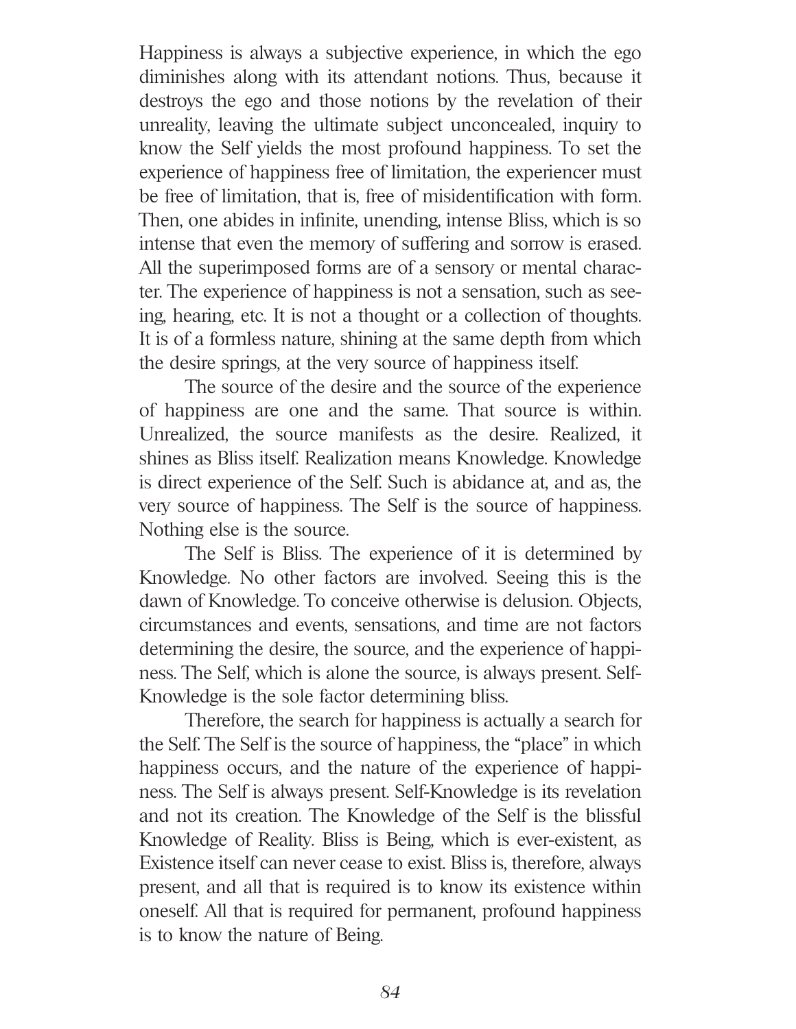Happiness is always a subjective experience, in which the ego diminishes along with its attendant notions. Thus, because it destroys the ego and those notions by the revelation of their unreality, leaving the ultimate subject unconcealed, inquiry to know the Self yields the most profound happiness. To set the experience of happiness free of limitation, the experiencer must be free of limitation, that is, free of misidentification with form. Then, one abides in infinite, unending, intense Bliss, which is so intense that even the memory of suffering and sorrow is erased. All the superimposed forms are of a sensory or mental character. The experience of happiness is not a sensation, such as seeing, hearing, etc. It is not a thought or a collection of thoughts. It is of a formless nature, shining at the same depth from which the desire springs, at the very source of happiness itself.

The source of the desire and the source of the experience of happiness are one and the same. That source is within. Unrealized, the source manifests as the desire. Realized, it shines as Bliss itself. Realization means Knowledge. Knowledge is direct experience of the Self. Such is abidance at, and as, the very source of happiness. The Self is the source of happiness. Nothing else is the source.

The Self is Bliss. The experience of it is determined by Knowledge. No other factors are involved. Seeing this is the dawn of Knowledge. To conceive otherwise is delusion. Objects, circumstances and events, sensations, and time are not factors determining the desire, the source, and the experience of happiness. The Self, which is alone the source, is always present. Self-Knowledge is the sole factor determining bliss.

Therefore, the search for happiness is actually a search for the Self. The Self is the source of happiness, the "place" in which happiness occurs, and the nature of the experience of happiness. The Self is always present. Self-Knowledge is its revelation and not its creation. The Knowledge of the Self is the blissful Knowledge of Reality. Bliss is Being, which is ever-existent, as Existence itself can never cease to exist. Bliss is, therefore, always present, and all that is required is to know its existence within oneself. All that is required for permanent, profound happiness is to know the nature of Being.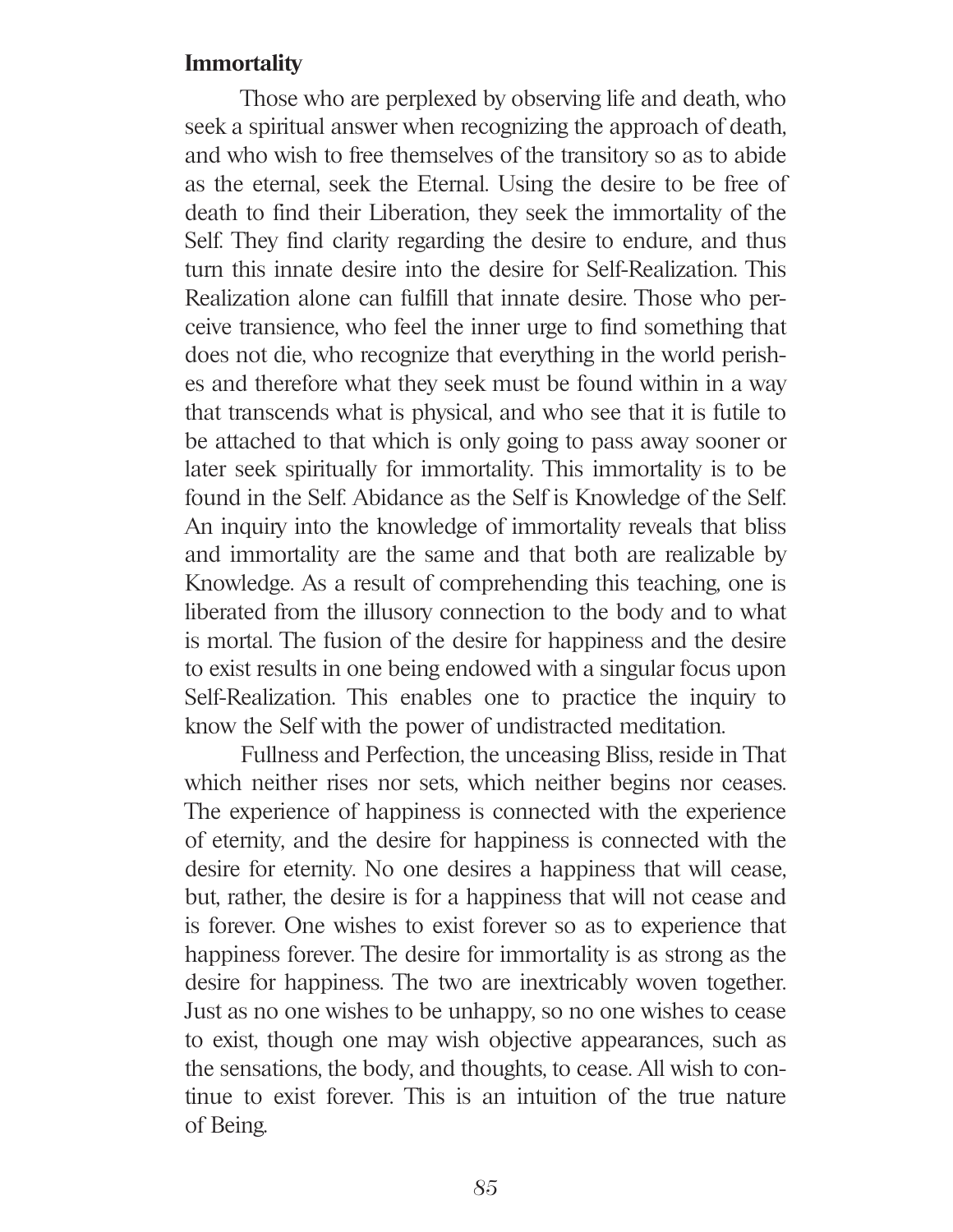**Immortality**

Those who are perplexed by observing life and death, who seek a spiritual answer when recognizing the approach of death, and who wish to free themselves of the transitory so as to abide as the eternal, seek the Eternal. Using the desire to be free of death to find their Liberation, they seek the immortality of the Self. They find clarity regarding the desire to endure, and thus turn this innate desire into the desire for Self-Realization. This Realization alone can fulfill that innate desire. Those who perceive transience, who feel the inner urge to find something that does not die, who recognize that everything in the world perishes and therefore what they seek must be found within in a way that transcends what is physical, and who see that it is futile to be attached to that which is only going to pass away sooner or later seek spiritually for immortality. This immortality is to be found in the Self. Abidance as the Self is Knowledge of the Self. An inquiry into the knowledge of immortality reveals that bliss and immortality are the same and that both are realizable by Knowledge. As a result of comprehending this teaching, one is liberated from the illusory connection to the body and to what is mortal. The fusion of the desire for happiness and the desire to exist results in one being endowed with a singular focus upon Self-Realization. This enables one to practice the inquiry to know the Self with the power of undistracted meditation.

Fullness and Perfection, the unceasing Bliss, reside in That which neither rises nor sets, which neither begins nor ceases. The experience of happiness is connected with the experience of eternity, and the desire for happiness is connected with the desire for eternity. No one desires a happiness that will cease, but, rather, the desire is for a happiness that will not cease and is forever. One wishes to exist forever so as to experience that happiness forever. The desire for immortality is as strong as the desire for happiness. The two are inextricably woven together. Just as no one wishes to be unhappy, so no one wishes to cease to exist, though one may wish objective appearances, such as the sensations, the body, and thoughts, to cease. All wish to continue to exist forever. This is an intuition of the true nature of Being.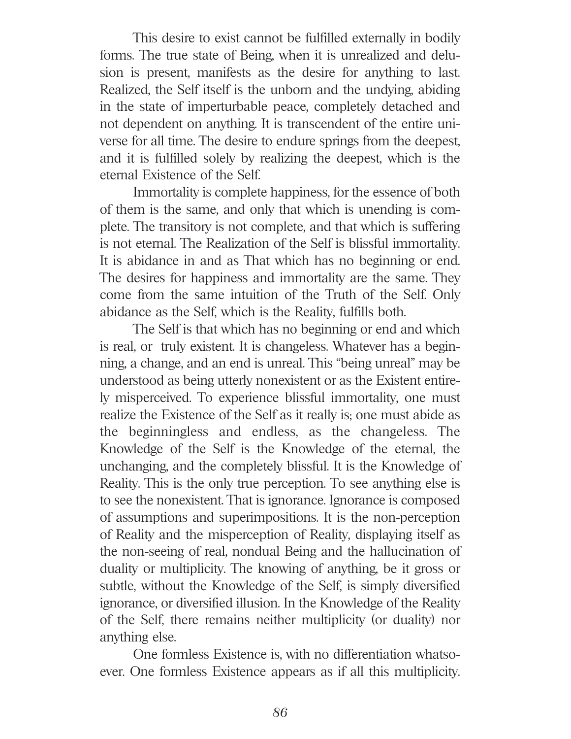This desire to exist cannot be fulfilled externally in bodily forms. The true state of Being, when it is unrealized and delusion is present, manifests as the desire for anything to last. Realized, the Self itself is the unborn and the undying, abiding in the state of imperturbable peace, completely detached and not dependent on anything. It is transcendent of the entire universe for all time. The desire to endure springs from the deepest, and it is fulfilled solely by realizing the deepest, which is the eternal Existence of the Self.

Immortality is complete happiness, for the essence of both of them is the same, and only that which is unending is complete. The transitory is not complete, and that which is suffering is not eternal. The Realization of the Self is blissful immortality. It is abidance in and as That which has no beginning or end. The desires for happiness and immortality are the same. They come from the same intuition of the Truth of the Self. Only abidance as the Self, which is the Reality, fulfills both.

The Self is that which has no beginning or end and which is real, or truly existent. It is changeless. Whatever has a beginning, a change, and an end is unreal. This "being unreal" may be understood as being utterly nonexistent or as the Existent entirely misperceived. To experience blissful immortality, one must realize the Existence of the Self as it really is; one must abide as the beginningless and endless, as the changeless. The Knowledge of the Self is the Knowledge of the eternal, the unchanging, and the completely blissful. It is the Knowledge of Reality. This is the only true perception. To see anything else is to see the nonexistent. That is ignorance. Ignorance is composed of assumptions and superimpositions. It is the non-perception of Reality and the misperception of Reality, displaying itself as the non-seeing of real, nondual Being and the hallucination of duality or multiplicity. The knowing of anything, be it gross or subtle, without the Knowledge of the Self, is simply diversified ignorance, or diversified illusion. In the Knowledge of the Reality of the Self, there remains neither multiplicity (or duality) nor anything else.

One formless Existence is, with no differentiation whatsoever. One formless Existence appears as if all this multiplicity.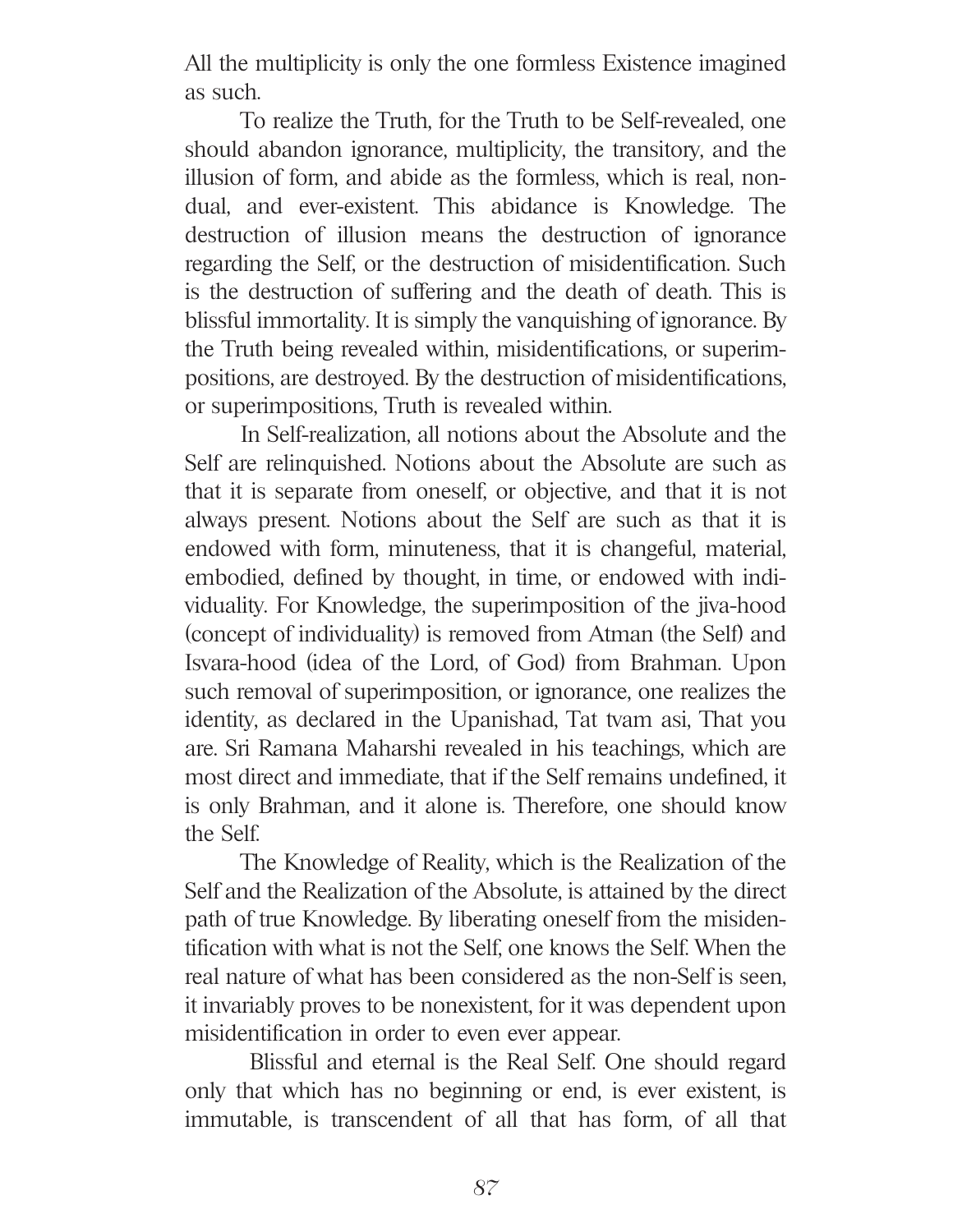All the multiplicity is only the one formless Existence imagined as such.

To realize the Truth, for the Truth to be Self-revealed, one should abandon ignorance, multiplicity, the transitory, and the illusion of form, and abide as the formless, which is real, non-dual, and ever-existent. This abidance is Knowledge. The destruction of illusion means the destruction of ignorance regarding the Self, or the destruction of misidentification. Such is the destruction of suffering and the death of death. This is blissful immortality. It is simply the vanquishing of ignorance. By the Truth being revealed within, misidentifications, or superimpositions, are destroyed. By the destruction of misidentifications, or superimpositions, Truth is revealed within.

In Self-realization, all notions about the Absolute and the Self are relinquished. Notions about the Absolute are such as that it is separate from oneself, or objective, and that it is not always present. Notions about the Self are such as that it is endowed with form, minuteness, that it is changeful, material, embodied, defined by thought, in time, or endowed with individuality. For Knowledge, the superimposition of the jiva-hood (concept of individuality) is removed from Atman (the Self) and Isvara-hood (idea of the Lord, of God) from Brahman. Upon such removal of superimposition, or ignorance, one realizes the identity, as declared in the Upanishad, Tat tvam asi, That you are. Sri Ramana Maharshi revealed in his teachings, which are most direct and immediate, that if the Self remains undefined, it is only Brahman, and it alone is. Therefore, one should know the Self.

The Knowledge of Reality, which is the Realization of the Self and the Realization of the Absolute, is attained by the direct path of true Knowledge. By liberating oneself from the misidentification with what is not the Self, one knows the Self. When the real nature of what has been considered as the non-Self is seen, it invariably proves to be nonexistent, for it was dependent upon misidentification in order to even ever appear.

Blissful and eternal is the Real Self. One should regard only that which has no beginning or end, is ever existent, is immutable, is transcendent of all that has form, of all that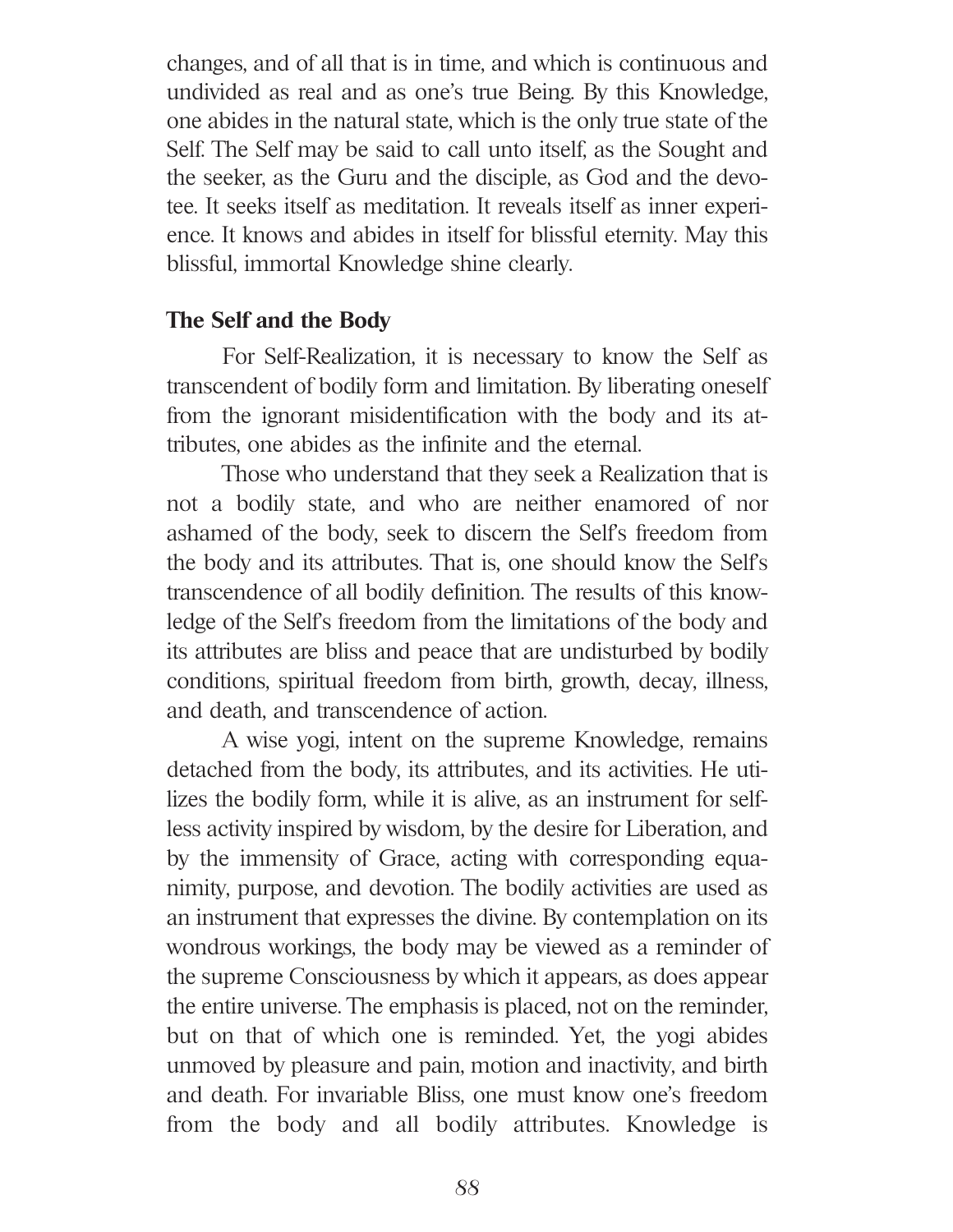changes, and of all that is in time, and which is continuous and undivided as real and as one's true Being. By this Knowledge, one abides in the natural state, which is the only true state of the Self. The Self may be said to call unto itself, as the Sought and the seeker, as the Guru and the disciple, as God and the devotee. It seeks itself as meditation. It reveals itself as inner experience. It knows and abides in itself for blissful eternity. May this blissful, immortal Knowledge shine clearly.

## The Self and the Body

For Self-Realization, it is necessary to know the Self as transcendent of bodily form and limitation. By liberating oneself from the ignorant misidentification with the body and its attributes, one abides as the infinite and the eternal.

Those who understand that they seek a Realization that is not a bodily state, and who are neither enamored of nor ashamed of the body, seek to discern the Self's freedom from the body and its attributes. That is, one should know the Self's transcendence of all bodily definition. The results of this knowledge of the Self's freedom from the limitations of the body and its attributes are bliss and peace that are undisturbed by bodily conditions, spiritual freedom from birth, growth, decay, illness, and death, and transcendence of action.

A wise yogi, intent on the supreme Knowledge, remains detached from the body, its attributes, and its activities. He utilizes the bodily form, while it is alive, as an instrument for selfless activity inspired by wisdom, by the desire for Liberation, and by the immensity of Grace, acting with corresponding equanimity, purpose, and devotion. The bodily activities are used as an instrument that expresses the divine. By contemplation on its wondrous workings, the body may be viewed as a reminder of the supreme Consciousness by which it appears, as does appear the entire universe. The emphasis is placed, not on the reminder, but on that of which one is reminded. Yet, the yogi abides unmoved by pleasure and pain, motion and inactivity, and birth and death. For invariable Bliss, one must know one's freedom from the body and all bodily attributes. Knowledge is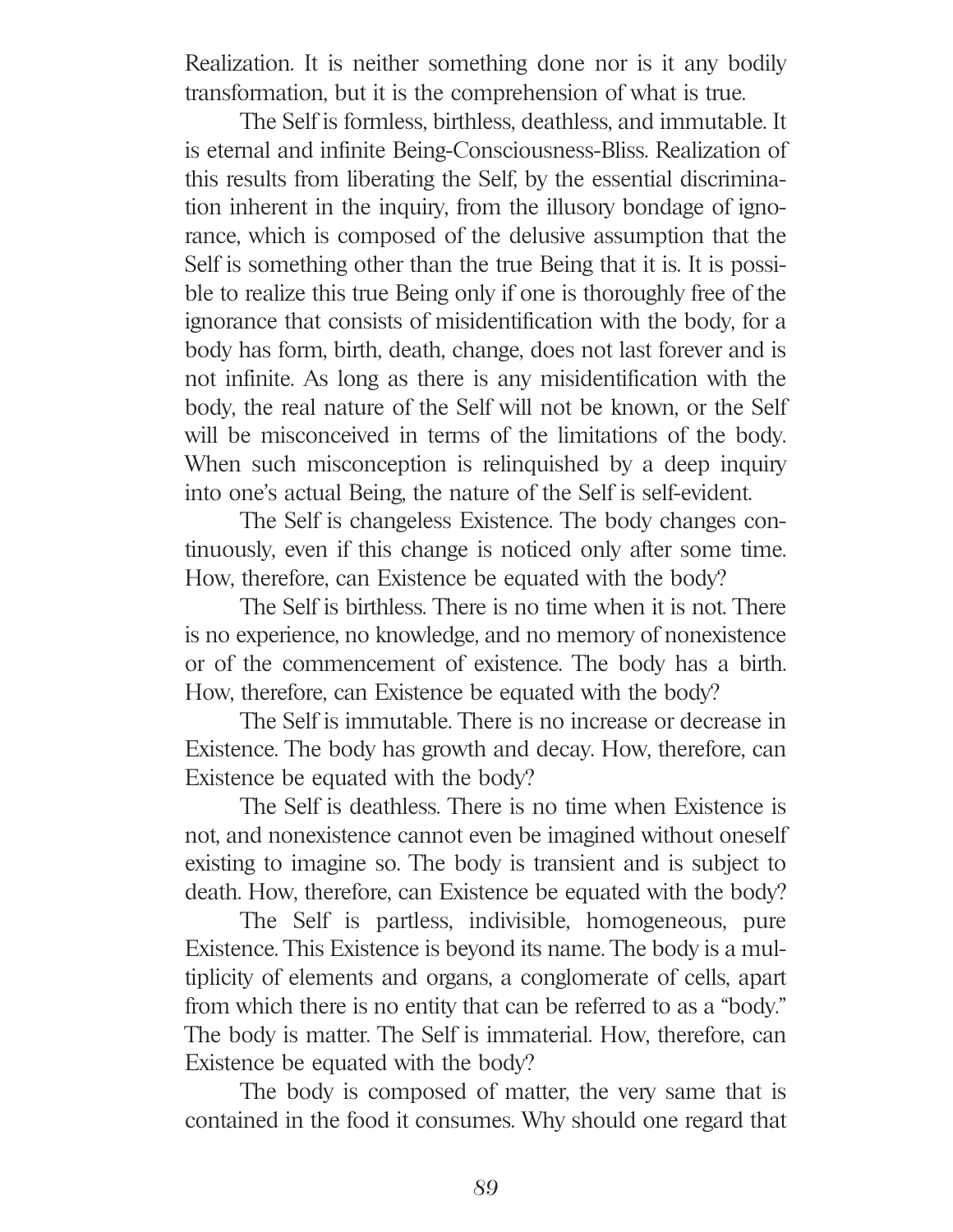Realization. It is neither something done nor is it any bodily transformation, but it is the comprehension of what is true.

The Self is formless, birthless, deathless, and immutable. It is eternal and infinite Being-Consciousness-Bliss. Realization of this results from liberating the Self, by the essential discrimination inherent in the inquiry, from the illusory bondage of ignorance, which is composed of the delusive assumption that the Self is something other than the true Being that it is. It is possible to realize this true Being only if one is thoroughly free of the ignorance that consists of misidentification with the body, for a body has form, birth, death, change, does not last forever and is not infinite. As long as there is any misidentification with the body, the real nature of the Self will not be known, or the Self will be misconceived in terms of the limitations of the body. When such misconception is relinquished by a deep inquiry into one's actual Being, the nature of the Self is self-evident.

The Self is changeless Existence. The body changes continuously, even if this change is noticed only after some time. How, therefore, can Existence be equated with the body?

The Self is birthless. There is no time when it is not. There is no experience, no knowledge, and no memory of nonexistence or of the commencement of existence. The body has a birth. How, therefore, can Existence be equated with the body?

The Self is immutable. There is no increase or decrease in Existence. The body has growth and decay. How, therefore, can Existence be equated with the body?

The Self is deathless. There is no time when Existence is not, and nonexistence cannot even be imagined without oneself existing to imagine so. The body is transient and is subject to death. How, therefore, can Existence be equated with the body?

The Self is partless, indivisible, homogeneous, pure Existence. This Existence is beyond its name. The body is a multiplicity of elements and organs, a conglomerate of cells, apart from which there is no entity that can be referred to as a "body." The body is matter. The Self is immaterial. How, therefore, can Existence be equated with the body?

The body is composed of matter, the very same that is contained in the food it consumes. Why should one regard that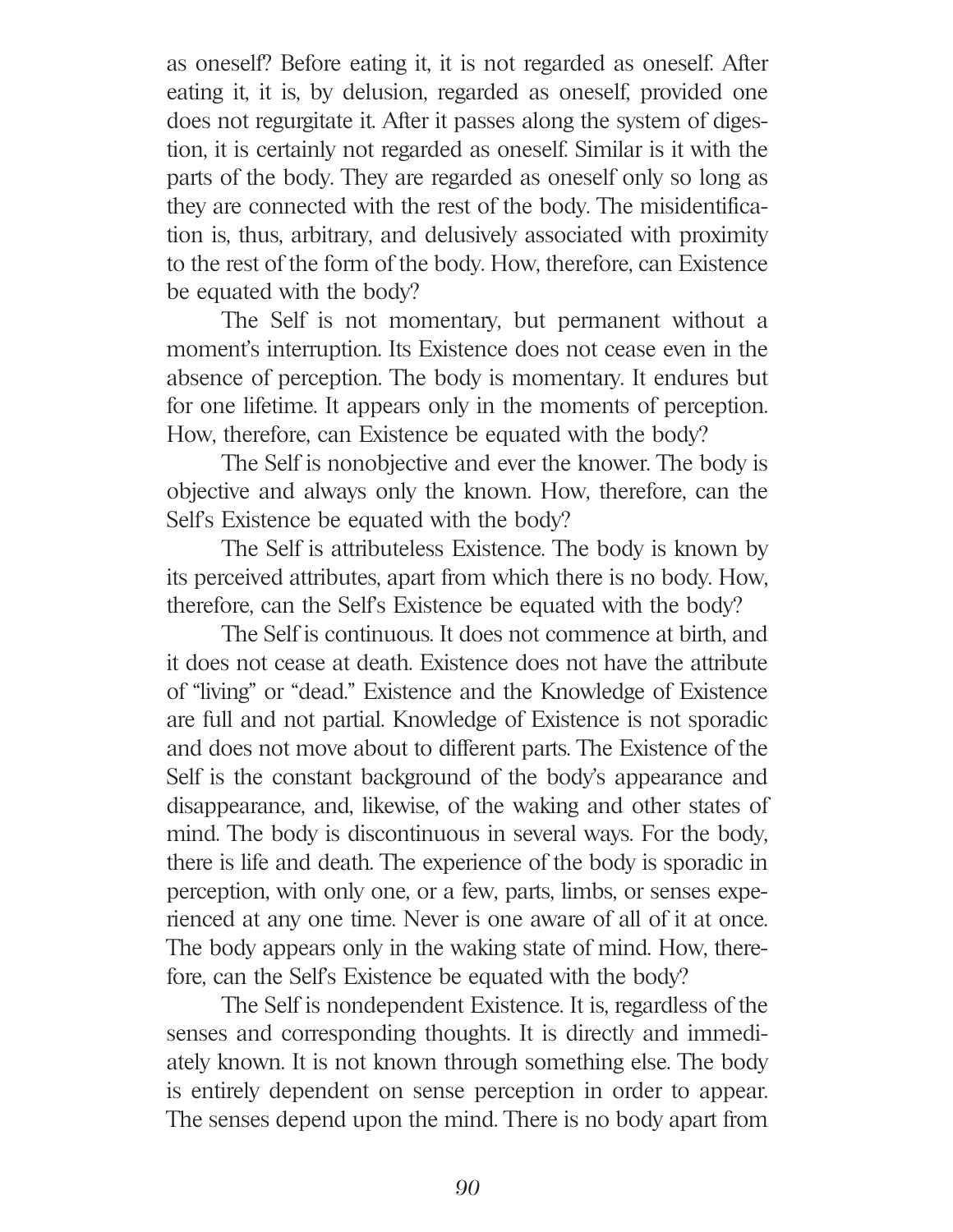as oneself? Before eating it, it is not regarded as oneself. After eating it, it is, by delusion, regarded as oneself, provided one does not regurgitate it. After it passes along the system of digestion, it is certainly not regarded as oneself. Similar is it with the parts of the body. They are regarded as oneself only so long as they are connected with the rest of the body. The misidentification is, thus, arbitrary, and delusively associated with proximity to the rest of the form of the body. How, therefore, can Existence be equated with the body?

The Self is not momentary, but permanent without a moment's interruption. Its Existence does not cease even in the absence of perception. The body is momentary. It endures but for one lifetime. It appears only in the moments of perception. How, therefore, can Existence be equated with the body?

The Self is nonobjective and ever the knower. The body is objective and always only the known. How, therefore, can the Self's Existence be equated with the body?

The Self is attributeless Existence. The body is known by its perceived attributes, apart from which there is no body. How, therefore, can the Self's Existence be equated with the body?

The Self is continuous. It does not commence at birth, and it does not cease at death. Existence does not have the attribute of "living" or "dead." Existence and the Knowledge of Existence are full and not partial. Knowledge of Existence is not sporadic and does not move about to different parts. The Existence of the Self is the constant background of the body's appearance and disappearance, and, likewise, of the waking and other states of mind. The body is discontinuous in several ways. For the body, there is life and death. The experience of the body is sporadic in perception, with only one, or a few, parts, limbs, or senses experienced at any one time. Never is one aware of all of it at once. The body appears only in the waking state of mind. How, therefore, can the Self's Existence be equated with the body?

The Self is nondependent Existence. It is, regardless of the senses and corresponding thoughts. It is directly and immediately known. It is not known through something else. The body is entirely dependent on sense perception in order to appear. The senses depend upon the mind. There is no body apart from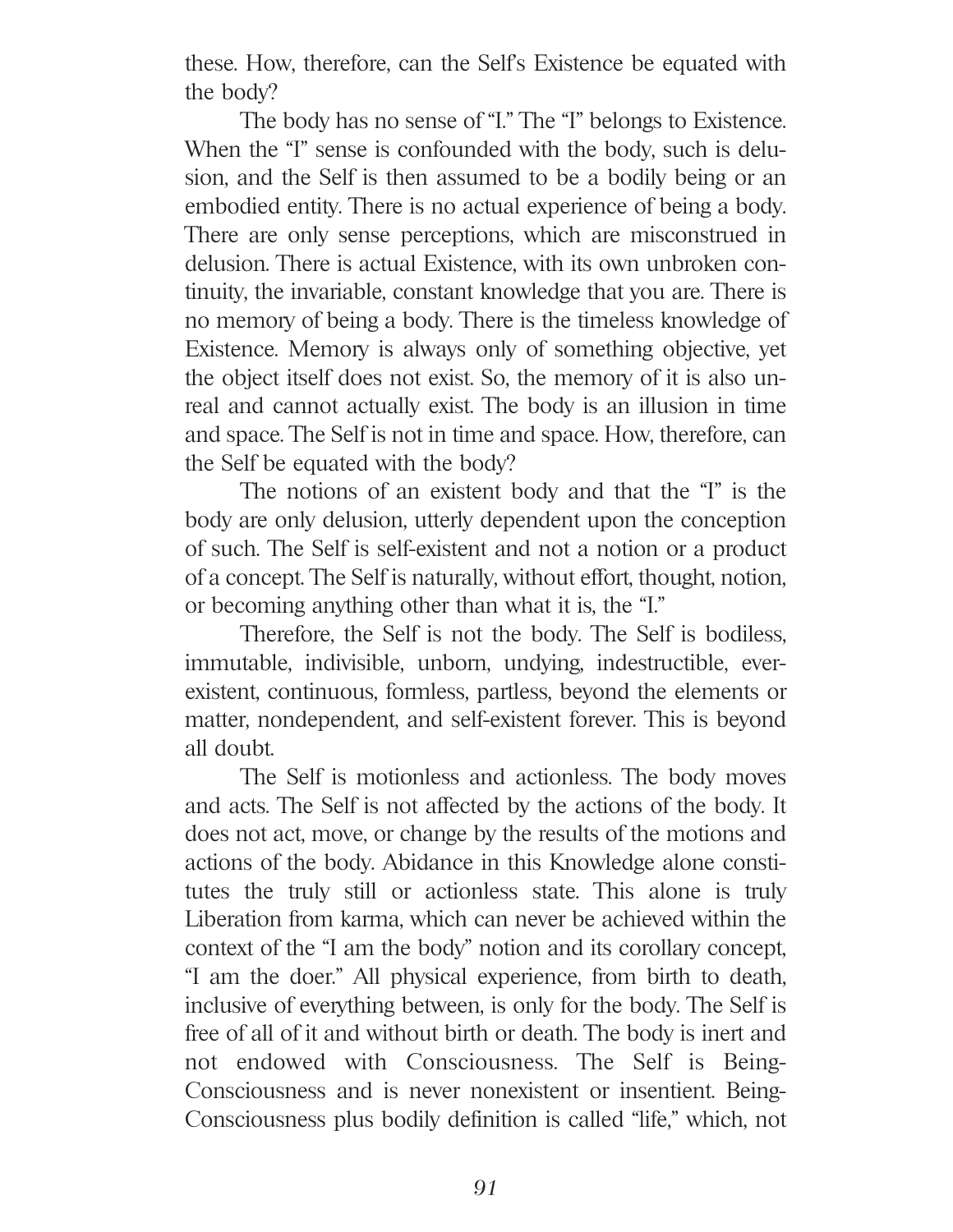these. How, therefore, can the Self's Existence be equated with the body?

The body has no sense of "I." The "I" belongs to Existence. When the "I" sense is confounded with the body, such is delusion, and the Self is then assumed to be a bodily being or an embodied entity. There is no actual experience of being a body. There are only sense perceptions, which are misconstrued in delusion. There is actual Existence, with its own unbroken continuity, the invariable, constant knowledge that you are. There is no memory of being a body. There is the timeless knowledge of Existence. Memory is always only of something objective, yet the object itself does not exist. So, the memory of it is also unreal and cannot actually exist. The body is an illusion in time and space. The Self is not in time and space. How, therefore, can the Self be equated with the body?

The notions of an existent body and that the "I" is the body are only delusion, utterly dependent upon the conception of such. The Self is self-existent and not a notion or a product of a concept. The Self is naturally, without effort, thought, notion, or becoming anything other than what it is, the "I."

Therefore, the Self is not the body. The Self is bodiless, immutable, indivisible, unborn, undying, indestructible, ever-existent, continuous, formless, partless, beyond the elements or matter, nondependent, and self-existent forever. This is beyond all doubt.

The Self is motionless and actionless. The body moves and acts. The Self is not affected by the actions of the body. It does not act, move, or change by the results of the motions and actions of the body. Abidance in this Knowledge alone constitutes the truly still or actionless state. This alone is truly Liberation from karma, which can never be achieved within the context of the "I am the body" notion and its corollary concept, "I am the doer." All physical experience, from birth to death, inclusive of everything between, is only for the body. The Self is free of all of it and without birth or death. The body is inert and not endowed with Consciousness. The Self is Being-Consciousness and is never nonexistent or insentient. Being-Consciousness plus bodily definition is called "life," which, not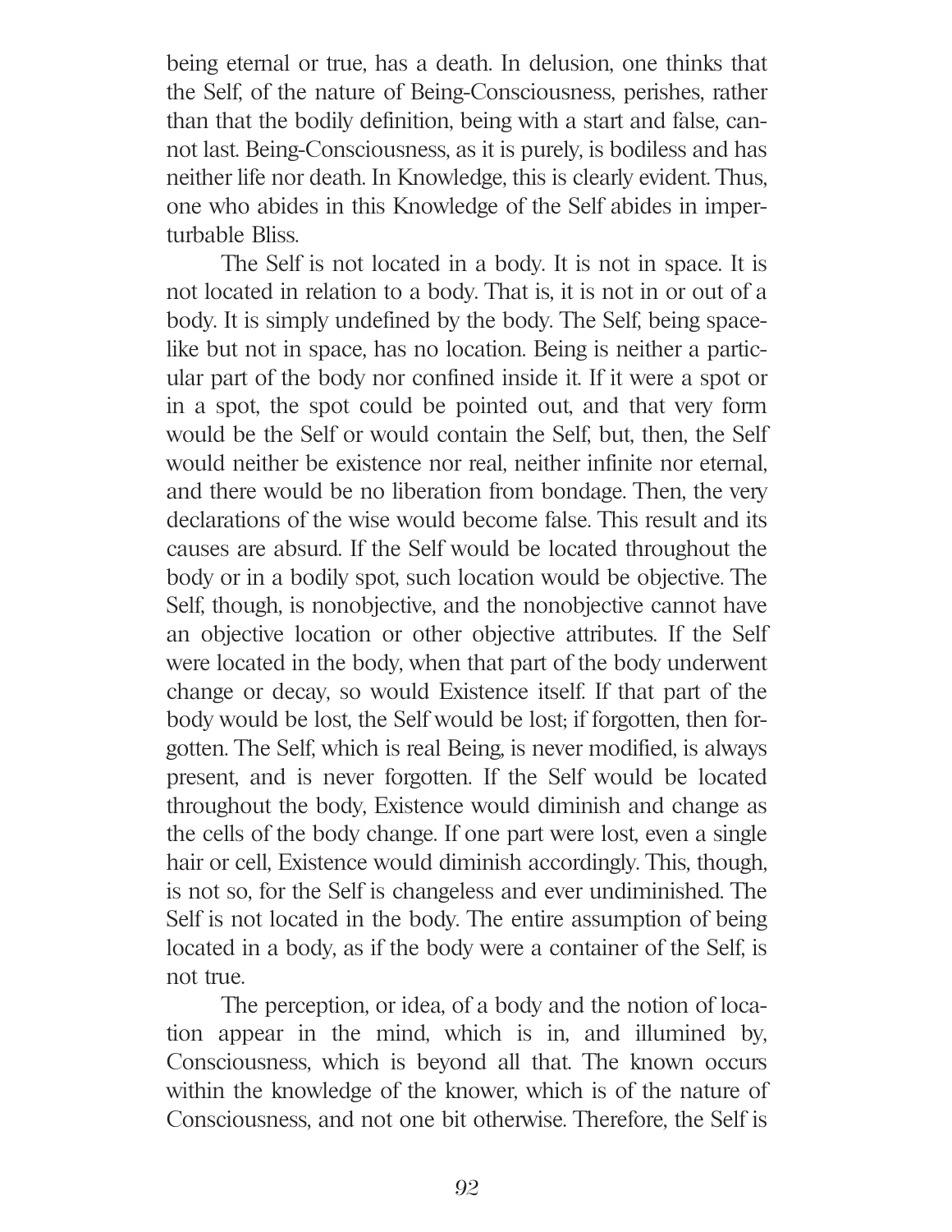being eternal or true, has a death. In delusion, one thinks that the Self, of the nature of Being-Consciousness, perishes, rather than that the bodily definition, being with a start and false, cannot last. Being-Consciousness, as it is purely, is bodiless and has neither life nor death. In Knowledge, this is clearly evident. Thus, one who abides in this Knowledge of the Self abides in imperturbable Bliss.

The Self is not located in a body. It is not in space. It is not located in relation to a body. That is, it is not in or out of a body. It is simply undefined by the body. The Self, being space-like but not in space, has no location. Being is neither a particular part of the body nor confined inside it. If it were a spot or in a spot, the spot could be pointed out, and that very form would be the Self or would contain the Self, but, then, the Self would neither be existence nor real, neither infinite nor eternal, and there would be no liberation from bondage. Then, the very declarations of the wise would become false. This result and its causes are absurd. If the Self would be located throughout the body or in a bodily spot, such location would be objective. The Self, though, is nonobjective, and the nonobjective cannot have an objective location or other objective attributes. If the Self were located in the body, when that part of the body underwent change or decay, so would Existence itself. If that part of the body would be lost, the Self would be lost; if forgotten, then forgotten. The Self, which is real Being, is never modified, is always present, and is never forgotten. If the Self would be located throughout the body, Existence would diminish and change as the cells of the body change. If one part were lost, even a single hair or cell, Existence would diminish accordingly. This, though, is not so, for the Self is changeless and ever undiminished. The Self is not located in the body. The entire assumption of being located in a body, as if the body were a container of the Self, is not true.

The perception, or idea, of a body and the notion of location appear in the mind, which is in, and illumined by, Consciousness, which is beyond all that. The known occurs within the knowledge of the knower, which is of the nature of Consciousness, and not one bit otherwise. Therefore, the Self is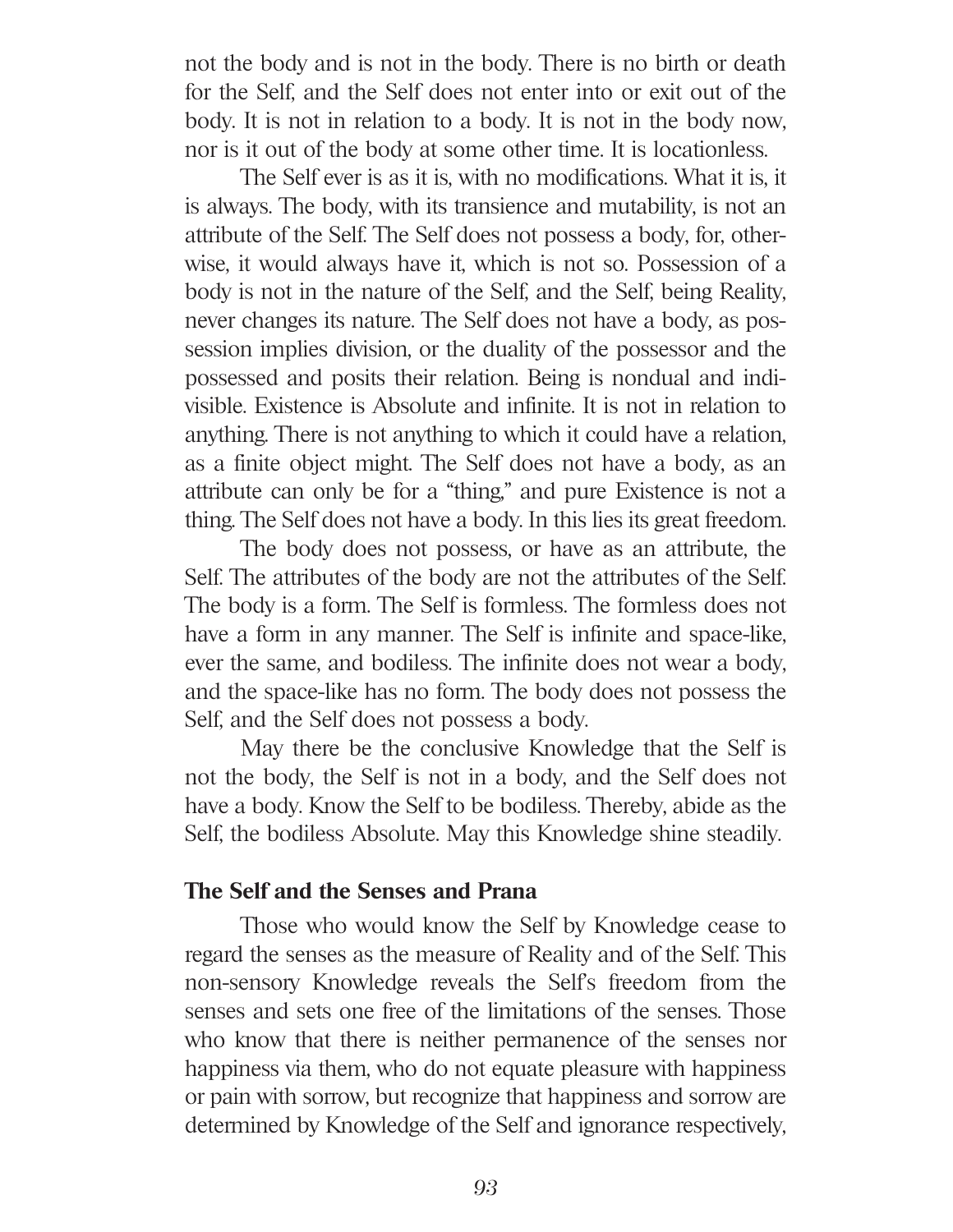not the body and is not in the body. There is no birth or death for the Self, and the Self does not enter into or exit out of the body. It is not in relation to a body. It is not in the body now, nor is it out of the body at some other time. It is locationless.

The Self ever is as it is, with no modifications. What it is, it is always. The body, with its transience and mutability, is not an attribute of the Self. The Self does not possess a body, for, otherwise, it would always have it, which is not so. Possession of a body is not in the nature of the Self, and the Self, being Reality, never changes its nature. The Self does not have a body, as possession implies division, or the duality of the possessor and the possessed and posits their relation. Being is nondual and indivisible. Existence is Absolute and infinite. It is not in relation to anything. There is not anything to which it could have a relation, as a finite object might. The Self does not have a body, as an attribute can only be for a "thing," and pure Existence is not a thing. The Self does not have a body. In this lies its great freedom.

The body does not possess, or have as an attribute, the Self. The attributes of the body are not the attributes of the Self. The body is a form. The Self is formless. The formless does not have a form in any manner. The Self is infinite and space-like, ever the same, and bodiless. The infinite does not wear a body, and the space-like has no form. The body does not possess the Self, and the Self does not possess a body.

May there be the conclusive Knowledge that the Self is not the body, the Self is not in a body, and the Self does not have a body. Know the Self to be bodiless. Thereby, abide as the Self, the bodiless Absolute. May this Knowledge shine steadily.

### The Self and the Senses and Prana

Those who would know the Self by Knowledge cease to regard the senses as the measure of Reality and of the Self. This non-sensory Knowledge reveals the Self's freedom from the senses and sets one free of the limitations of the senses. Those who know that there is neither permanence of the senses nor happiness via them, who do not equate pleasure with happiness or pain with sorrow, but recognize that happiness and sorrow are determined by Knowledge of the Self and ignorance respectively,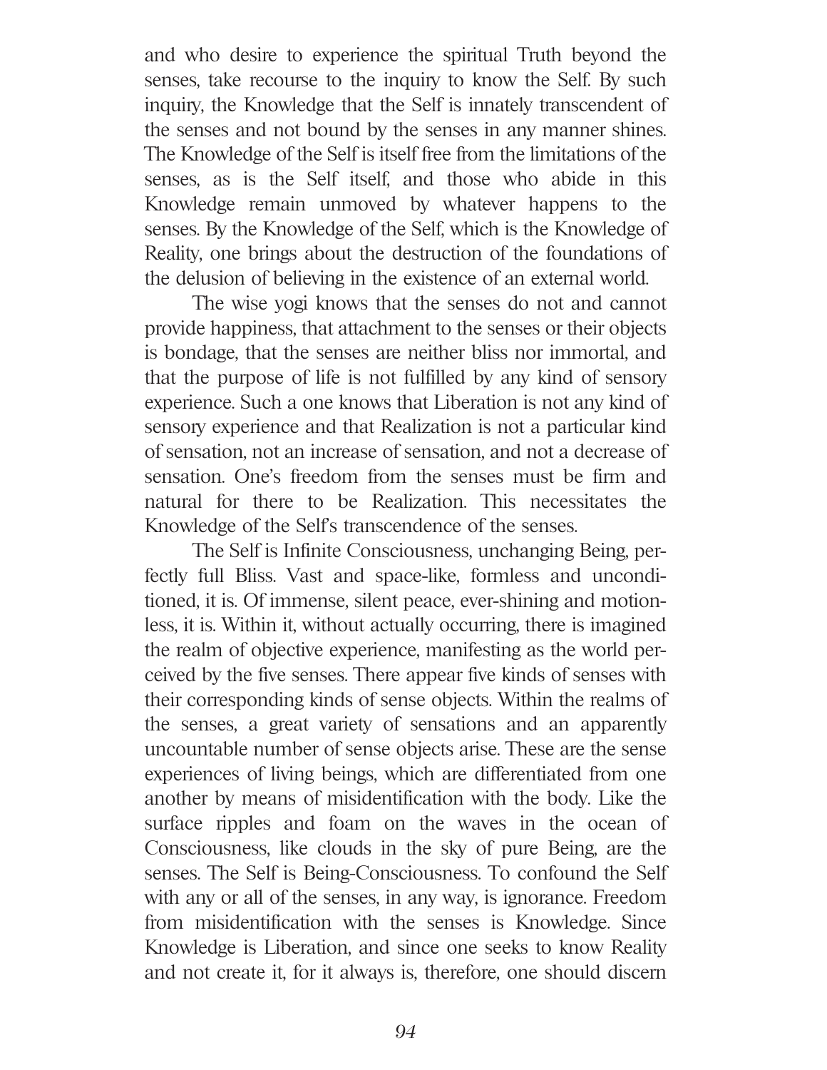and who desire to experience the spiritual Truth beyond the senses, take recourse to the inquiry to know the Self. By such inquiry, the Knowledge that the Self is innately transcendent of the senses and not bound by the senses in any manner shines. The Knowledge of the Self is itself free from the limitations of the senses, as is the Self itself, and those who abide in this Knowledge remain unmoved by whatever happens to the senses. By the Knowledge of the Self, which is the Knowledge of Reality, one brings about the destruction of the foundations of the delusion of believing in the existence of an external world.

The wise yogi knows that the senses do not and cannot provide happiness, that attachment to the senses or their objects is bondage, that the senses are neither bliss nor immortal, and that the purpose of life is not fulfilled by any kind of sensory experience. Such a one knows that Liberation is not any kind of sensory experience and that Realization is not a particular kind of sensation, not an increase of sensation, and not a decrease of sensation. One's freedom from the senses must be firm and natural for there to be Realization. This necessitates the Knowledge of the Self's transcendence of the senses.

The Self is Infinite Consciousness, unchanging Being, perfectly full Bliss. Vast and space-like, formless and unconditioned, it is. Of immense, silent peace, ever-shining and motionless, it is. Within it, without actually occurring, there is imagined the realm of objective experience, manifesting as the world perceived by the five senses. There appear five kinds of senses with their corresponding kinds of sense objects. Within the realms of the senses, a great variety of sensations and an apparently uncountable number of sense objects arise. These are the sense experiences of living beings, which are differentiated from one another by means of misidentification with the body. Like the surface ripples and foam on the waves in the ocean of Consciousness, like clouds in the sky of pure Being, are the senses. The Self is Being-Consciousness. To confound the Self with any or all of the senses, in any way, is ignorance. Freedom from misidentification with the senses is Knowledge. Since Knowledge is Liberation, and since one seeks to know Reality and not create it, for it always is, therefore, one should discern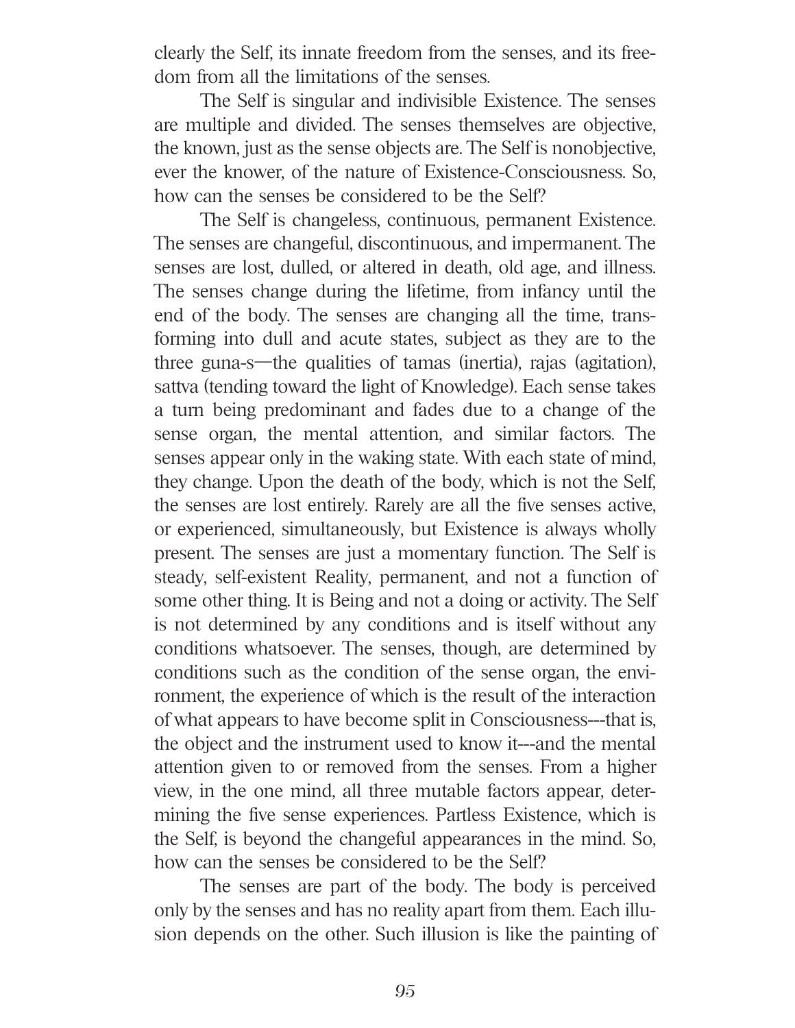clearly the Self, its innate freedom from the senses, and its freedom from all the limitations of the senses.

The Self is singular and indivisible Existence. The senses are multiple and divided. The senses themselves are objective, the known, just as the sense objects are. The Self is nonobjective, ever the knower, of the nature of Existence-Consciousness. So, how can the senses be considered to be the Self?

The Self is changeless, continuous, permanent Existence. The senses are changeful, discontinuous, and impermanent. The senses are lost, dulled, or altered in death, old age, and illness. The senses change during the lifetime, from infancy until the end of the body. The senses are changing all the time, transforming into dull and acute states, subject as they are to the three guna-s—the qualities of tamas (inertia), rajas (agitation), sattva (tending toward the light of Knowledge). Each sense takes a turn being predominant and fades due to a change of the sense organ, the mental attention, and similar factors. The senses appear only in the waking state. With each state of mind, they change. Upon the death of the body, which is not the Self, the senses are lost entirely. Rarely are all the five senses active, or experienced, simultaneously, but Existence is always wholly present. The senses are just a momentary function. The Self is steady, self-existent Reality, permanent, and not a function of some other thing. It is Being and not a doing or activity. The Self is not determined by any conditions and is itself without any conditions whatsoever. The senses, though, are determined by conditions such as the condition of the sense organ, the environment, the experience of which is the result of the interaction of what appears to have become split in Consciousness---that is, the object and the instrument used to know it---and the mental attention given to or removed from the senses. From a higher view, in the one mind, all three mutable factors appear, determining the five sense experiences. Partless Existence, which is the Self, is beyond the changeful appearances in the mind. So, how can the senses be considered to be the Self?

The senses are part of the body. The body is perceived only by the senses and has no reality apart from them. Each illusion depends on the other. Such illusion is like the painting of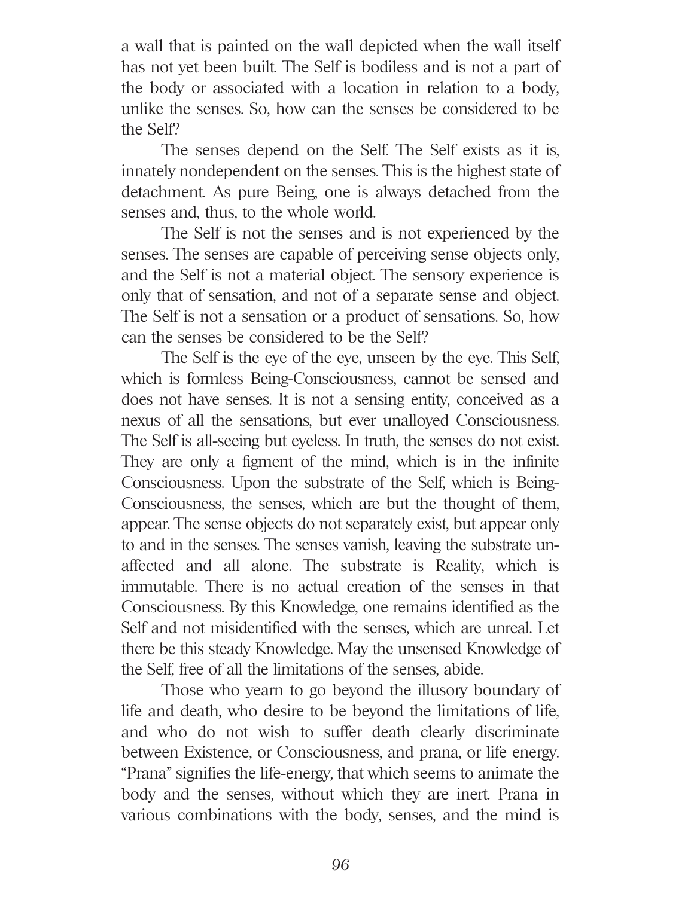a wall that is painted on the wall depicted when the wall itself has not yet been built. The Self is bodiless and is not a part of the body or associated with a location in relation to a body, unlike the senses. So, how can the senses be considered to be the Self?

The senses depend on the Self. The Self exists as it is, innately nondependent on the senses. This is the highest state of detachment. As pure Being, one is always detached from the senses and, thus, to the whole world.

The Self is not the senses and is not experienced by the senses. The senses are capable of perceiving sense objects only, and the Self is not a material object. The sensory experience is only that of sensation, and not of a separate sense and object. The Self is not a sensation or a product of sensations. So, how can the senses be considered to be the Self?

The Self is the eye of the eye, unseen by the eye. This Self, which is formless Being-Consciousness, cannot be sensed and does not have senses. It is not a sensing entity, conceived as a nexus of all the sensations, but ever unalloyed Consciousness. The Self is all-seeing but eyeless. In truth, the senses do not exist. They are only a figment of the mind, which is in the infinite Consciousness. Upon the substrate of the Self, which is Being-Consciousness, the senses, which are but the thought of them, appear. The sense objects do not separately exist, but appear only to and in the senses. The senses vanish, leaving the substrate unaffected and all alone. The substrate is Reality, which is immutable. There is no actual creation of the senses in that Consciousness. By this Knowledge, one remains identified as the Self and not misidentified with the senses, which are unreal. Let there be this steady Knowledge. May the unsensed Knowledge of the Self, free of all the limitations of the senses, abide.

Those who yearn to go beyond the illusory boundary of life and death, who desire to be beyond the limitations of life, and who do not wish to suffer death clearly discriminate between Existence, or Consciousness, and prana, or life energy. "Prana" signifies the life-energy, that which seems to animate the body and the senses, without which they are inert. Prana in various combinations with the body, senses, and the mind is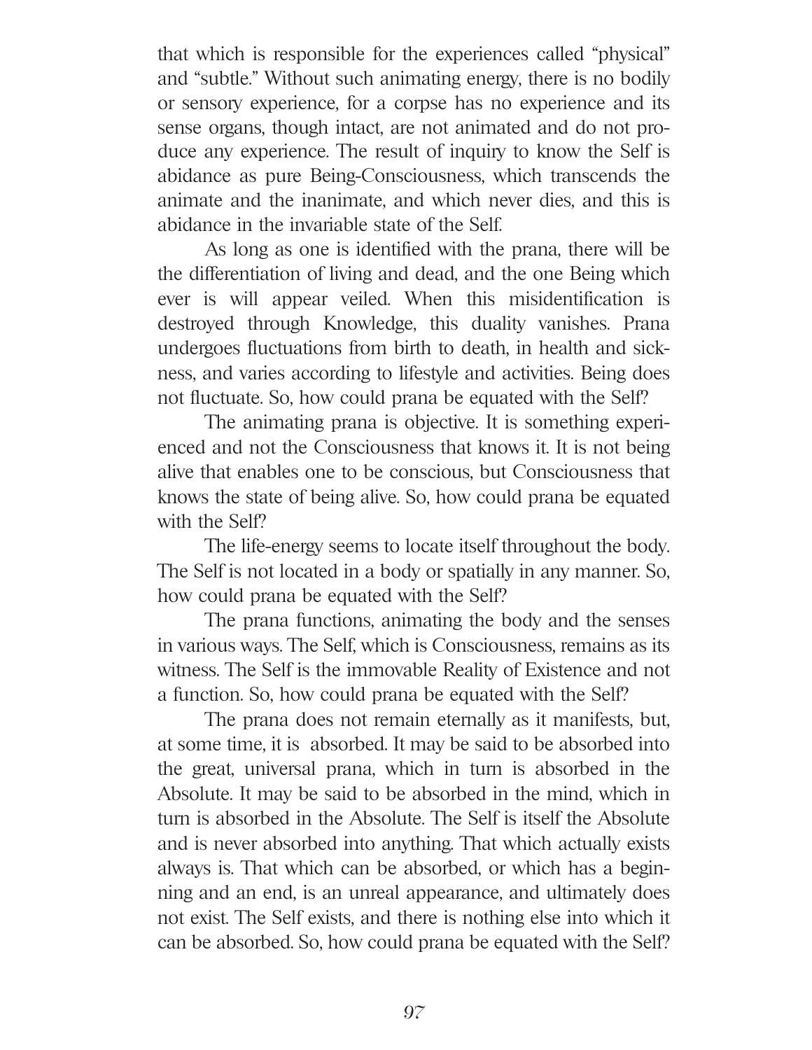that which is responsible for the experiences called "physical" and "subtle." Without such animating energy, there is no bodily or sensory experience, for a corpse has no experience and its sense organs, though intact, are not animated and do not produce any experience. The result of inquiry to know the Self is abidance as pure Being-Consciousness, which transcends the animate and the inanimate, and which never dies, and this is abidance in the invariable state of the Self.

As long as one is identified with the prana, there will be the differentiation of living and dead, and the one Being which ever is will appear veiled. When this misidentification is destroyed through Knowledge, this duality vanishes. Prana undergoes fluctuations from birth to death, in health and sickness, and varies according to lifestyle and activities. Being does not fluctuate. So, how could prana be equated with the Self?

The animating prana is objective. It is something experienced and not the Consciousness that knows it. It is not being alive that enables one to be conscious, but Consciousness that knows the state of being alive. So, how could prana be equated with the Self?

The life-energy seems to locate itself throughout the body. The Self is not located in a body or spatially in any manner. So, how could prana be equated with the Self?

The prana functions, animating the body and the senses in various ways. The Self, which is Consciousness, remains as its witness. The Self is the immovable Reality of Existence and not a function. So, how could prana be equated with the Self?

The prana does not remain eternally as it manifests, but, at some time, it is absorbed. It may be said to be absorbed into the great, universal prana, which in turn is absorbed in the Absolute. It may be said to be absorbed in the mind, which in turn is absorbed in the Absolute. The Self is itself the Absolute and is never absorbed into anything. That which actually exists always is. That which can be absorbed, or which has a beginning and an end, is an unreal appearance, and ultimately does not exist. The Self exists, and there is nothing else into which it can be absorbed. So, how could prana be equated with the Self?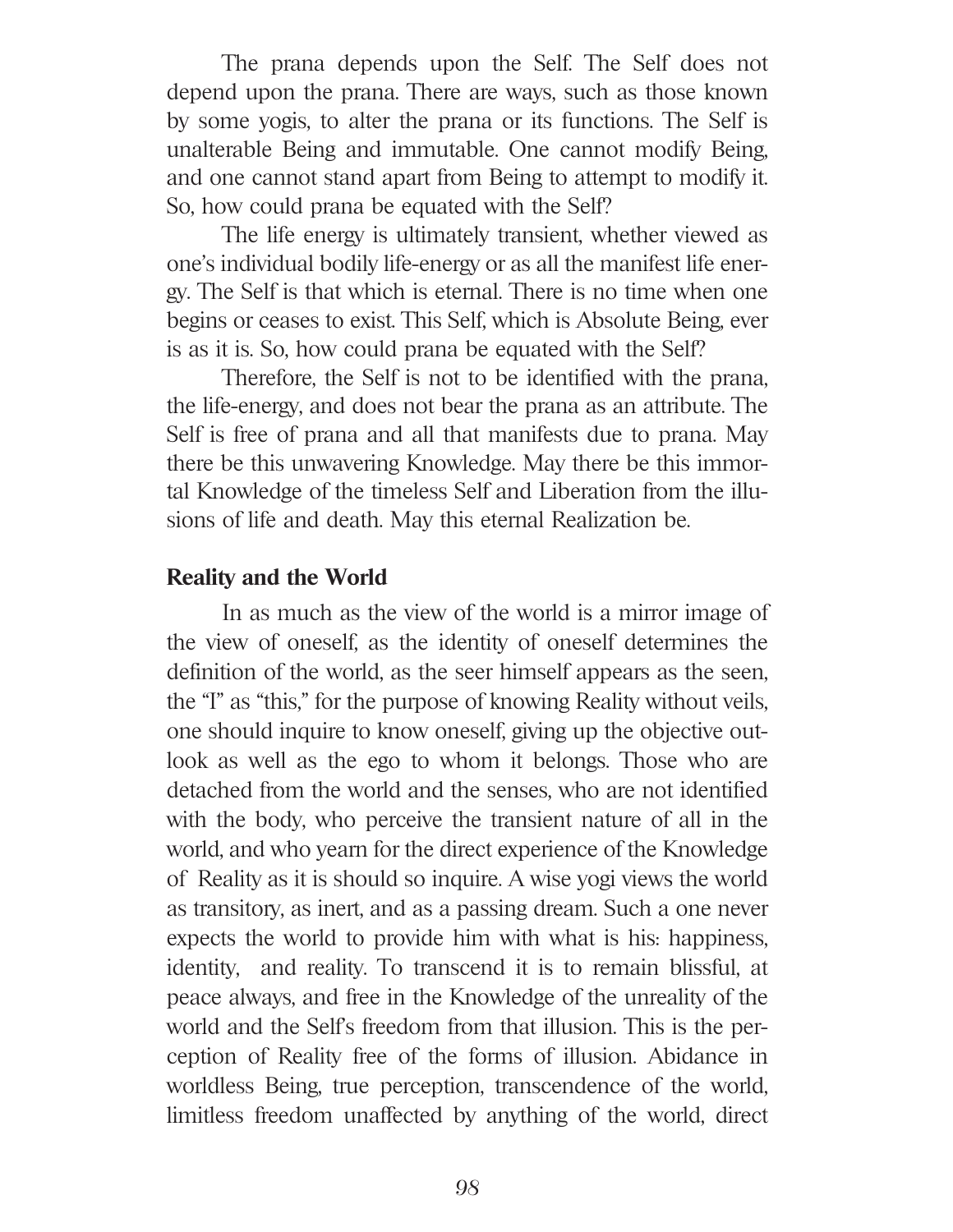The prana depends upon the Self. The Self does not depend upon the prana. There are ways, such as those known by some yogis, to alter the prana or its functions. The Self is unalterable Being and immutable. One cannot modify Being, and one cannot stand apart from Being to attempt to modify it. So, how could prana be equated with the Self?

The life energy is ultimately transient, whether viewed as one's individual bodily life-energy or as all the manifest life energy. The Self is that which is eternal. There is no time when one begins or ceases to exist. This Self, which is Absolute Being, ever is as it is. So, how could prana be equated with the Self?

Therefore, the Self is not to be identified with the prana, the life-energy, and does not bear the prana as an attribute. The Self is free of prana and all that manifests due to prana. May there be this unwavering Knowledge. May there be this immortal Knowledge of the timeless Self and Liberation from the illusions of life and death. May this eternal Realization be.

**Reality and the World**

In as much as the view of the world is a mirror image of the view of oneself, as the identity of oneself determines the definition of the world, as the seer himself appears as the seen, the "I" as "this," for the purpose of knowing Reality without veils, one should inquire to know oneself, giving up the objective outlook as well as the ego to whom it belongs. Those who are detached from the world and the senses, who are not identified with the body, who perceive the transient nature of all in the world, and who yearn for the direct experience of the Knowledge of Reality as it is should so inquire. A wise yogi views the world as transitory, as inert, and as a passing dream. Such a one never expects the world to provide him with what is his: happiness, identity, and reality. To transcend it is to remain blissful, at peace always, and free in the Knowledge of the unreality of the world and the Self's freedom from that illusion. This is the perception of Reality free of the forms of illusion. Abidance in worldless Being, true perception, transcendence of the world, limitless freedom unaffected by anything of the world, direct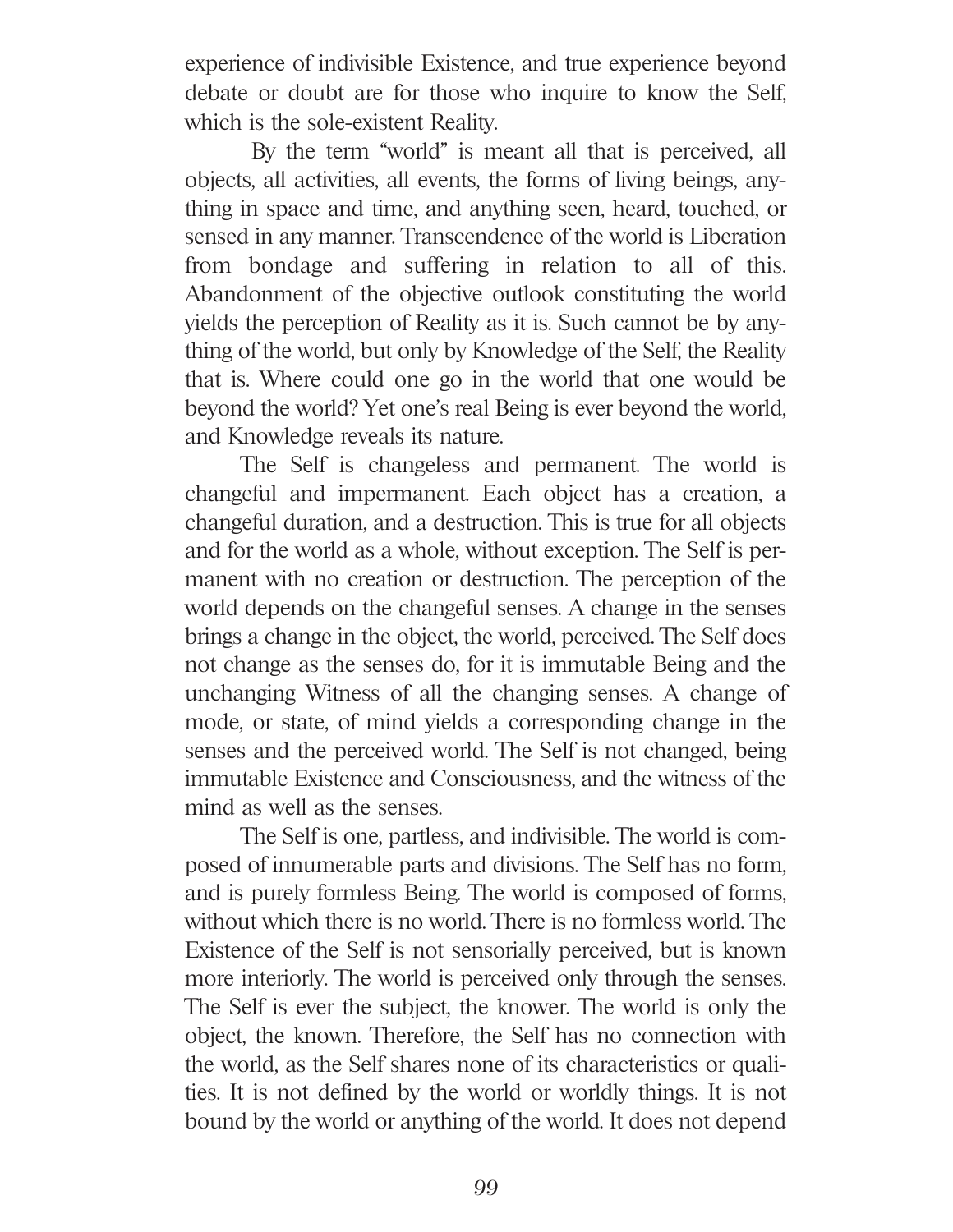experience of indivisible Existence, and true experience beyond debate or doubt are for those who inquire to know the Self, which is the sole-existent Reality.

By the term "world" is meant all that is perceived, all objects, all activities, all events, the forms of living beings, anything in space and time, and anything seen, heard, touched, or sensed in any manner. Transcendence of the world is Liberation from bondage and suffering in relation to all of this. Abandonment of the objective outlook constituting the world yields the perception of Reality as it is. Such cannot be by anything of the world, but only by Knowledge of the Self, the Reality that is. Where could one go in the world that one would be beyond the world? Yet one's real Being is ever beyond the world, and Knowledge reveals its nature.

The Self is changeless and permanent. The world is changeful and impermanent. Each object has a creation, a changeful duration, and a destruction. This is true for all objects and for the world as a whole, without exception. The Self is permanent with no creation or destruction. The perception of the world depends on the changeful senses. A change in the senses brings a change in the object, the world, perceived. The Self does not change as the senses do, for it is immutable Being and the unchanging Witness of all the changing senses. A change of mode, or state, of mind yields a corresponding change in the senses and the perceived world. The Self is not changed, being immutable Existence and Consciousness, and the witness of the mind as well as the senses.

The Self is one, partless, and indivisible. The world is composed of innumerable parts and divisions. The Self has no form, and is purely formless Being. The world is composed of forms, without which there is no world. There is no formless world. The Existence of the Self is not sensorially perceived, but is known more interiorly. The world is perceived only through the senses. The Self is ever the subject, the knower. The world is only the object, the known. Therefore, the Self has no connection with the world, as the Self shares none of its characteristics or qualities. It is not defined by the world or worldly things. It is not bound by the world or anything of the world. It does not depend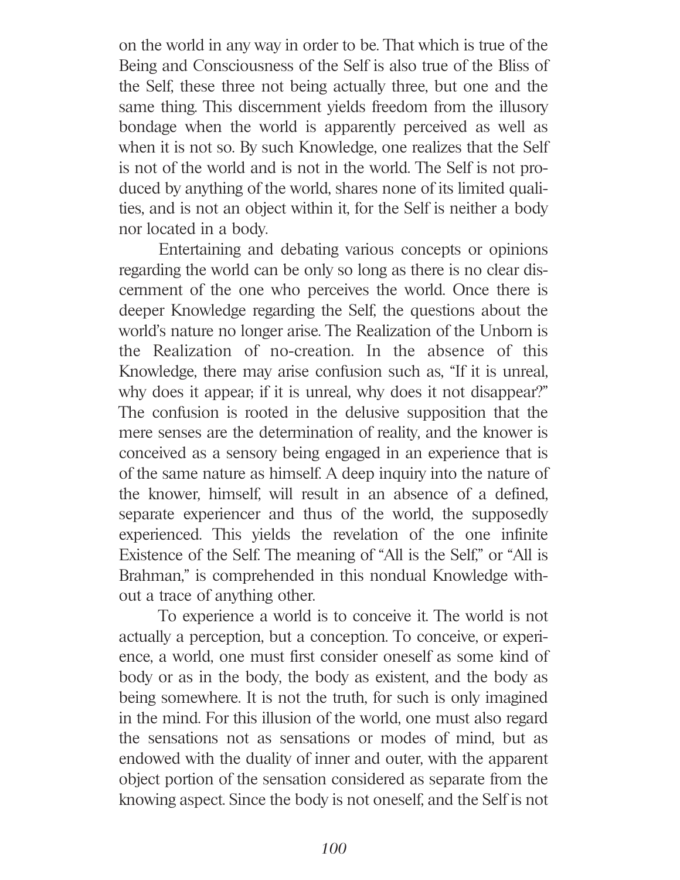on the world in any way in order to be. That which is true of the Being and Consciousness of the Self is also true of the Bliss of the Self, these three not being actually three, but one and the same thing. This discernment yields freedom from the illusory bondage when the world is apparently perceived as well as when it is not so. By such Knowledge, one realizes that the Self is not of the world and is not in the world. The Self is not produced by anything of the world, shares none of its limited qualities, and is not an object within it, for the Self is neither a body nor located in a body.

Entertaining and debating various concepts or opinions regarding the world can be only so long as there is no clear discernment of the one who perceives the world. Once there is deeper Knowledge regarding the Self, the questions about the world's nature no longer arise. The Realization of the Unborn is the Realization of no-creation. In the absence of this Knowledge, there may arise confusion such as, "If it is unreal, why does it appear; if it is unreal, why does it not disappear?" The confusion is rooted in the delusive supposition that the mere senses are the determination of reality, and the knower is conceived as a sensory being engaged in an experience that is of the same nature as himself. A deep inquiry into the nature of the knower, himself, will result in an absence of a defined, separate experiencer and thus of the world, the supposedly experienced. This yields the revelation of the one infinite Existence of the Self. The meaning of "All is the Self," or "All is Brahman," is comprehended in this nondual Knowledge without a trace of anything other.

To experience a world is to conceive it. The world is not actually a perception, but a conception. To conceive, or experience, a world, one must first consider oneself as some kind of body or as in the body, the body as existent, and the body as being somewhere. It is not the truth, for such is only imagined in the mind. For this illusion of the world, one must also regard the sensations not as sensations or modes of mind, but as endowed with the duality of inner and outer, with the apparent object portion of the sensation considered as separate from the knowing aspect. Since the body is not oneself, and the Self is not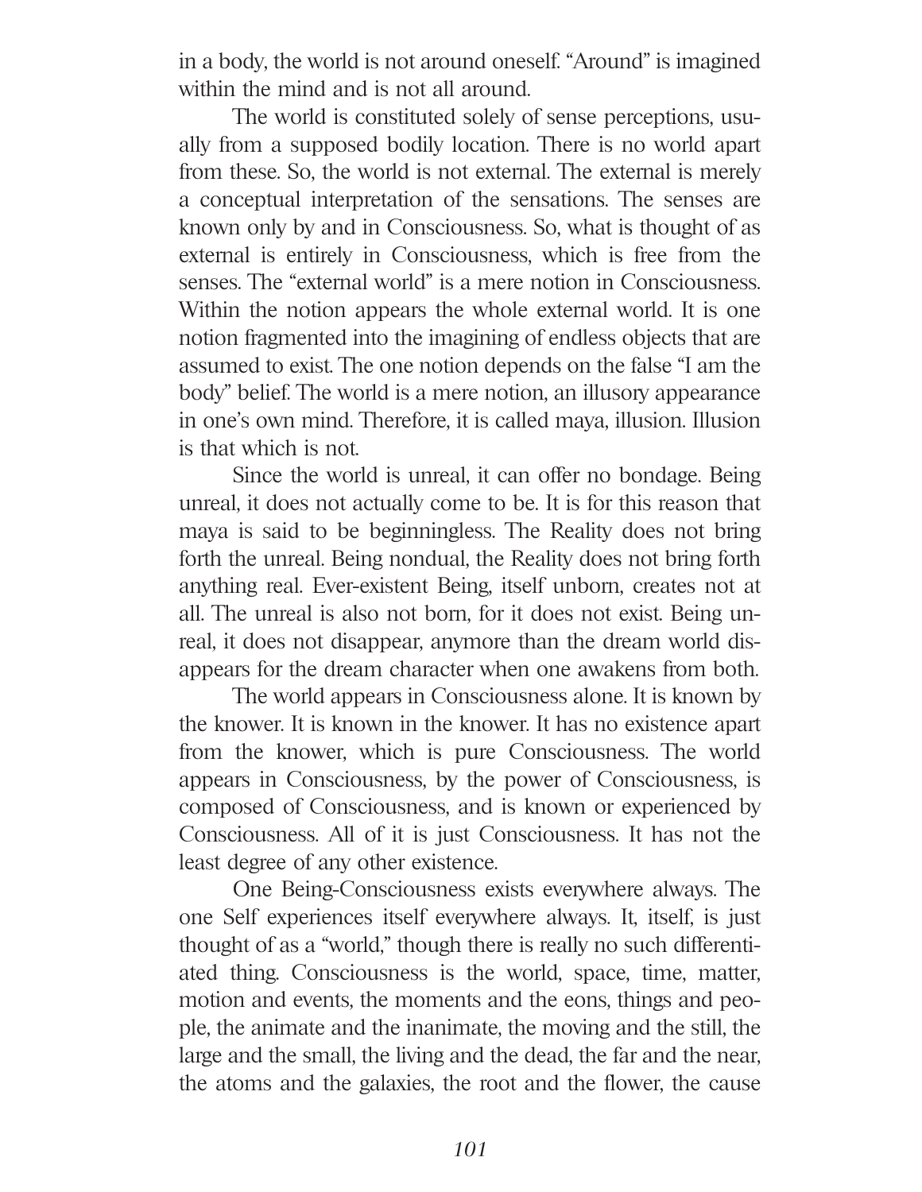in a body, the world is not around oneself. "Around" is imagined within the mind and is not all around.

The world is constituted solely of sense perceptions, usually from a supposed bodily location. There is no world apart from these. So, the world is not external. The external is merely a conceptual interpretation of the sensations. The senses are known only by and in Consciousness. So, what is thought of as external is entirely in Consciousness, which is free from the senses. The "external world" is a mere notion in Consciousness. Within the notion appears the whole external world. It is one notion fragmented into the imagining of endless objects that are assumed to exist. The one notion depends on the false "I am the body" belief. The world is a mere notion, an illusory appearance in one's own mind. Therefore, it is called maya, illusion. Illusion is that which is not.

Since the world is unreal, it can offer no bondage. Being unreal, it does not actually come to be. It is for this reason that maya is said to be beginningless. The Reality does not bring forth the unreal. Being nondual, the Reality does not bring forth anything real. Ever-existent Being, itself unborn, creates not at all. The unreal is also not born, for it does not exist. Being unreal, it does not disappear, anymore than the dream world disappears for the dream character when one awakens from both.

The world appears in Consciousness alone. It is known by the knower. It is known in the knower. It has no existence apart from the knower, which is pure Consciousness. The world appears in Consciousness, by the power of Consciousness, is composed of Consciousness, and is known or experienced by Consciousness. All of it is just Consciousness. It has not the least degree of any other existence.

One Being-Consciousness exists everywhere always. The one Self experiences itself everywhere always. It, itself, is just thought of as a "world," though there is really no such differentiated thing. Consciousness is the world, space, time, matter, motion and events, the moments and the eons, things and people, the animate and the inanimate, the moving and the still, the large and the small, the living and the dead, the far and the near, the atoms and the galaxies, the root and the flower, the cause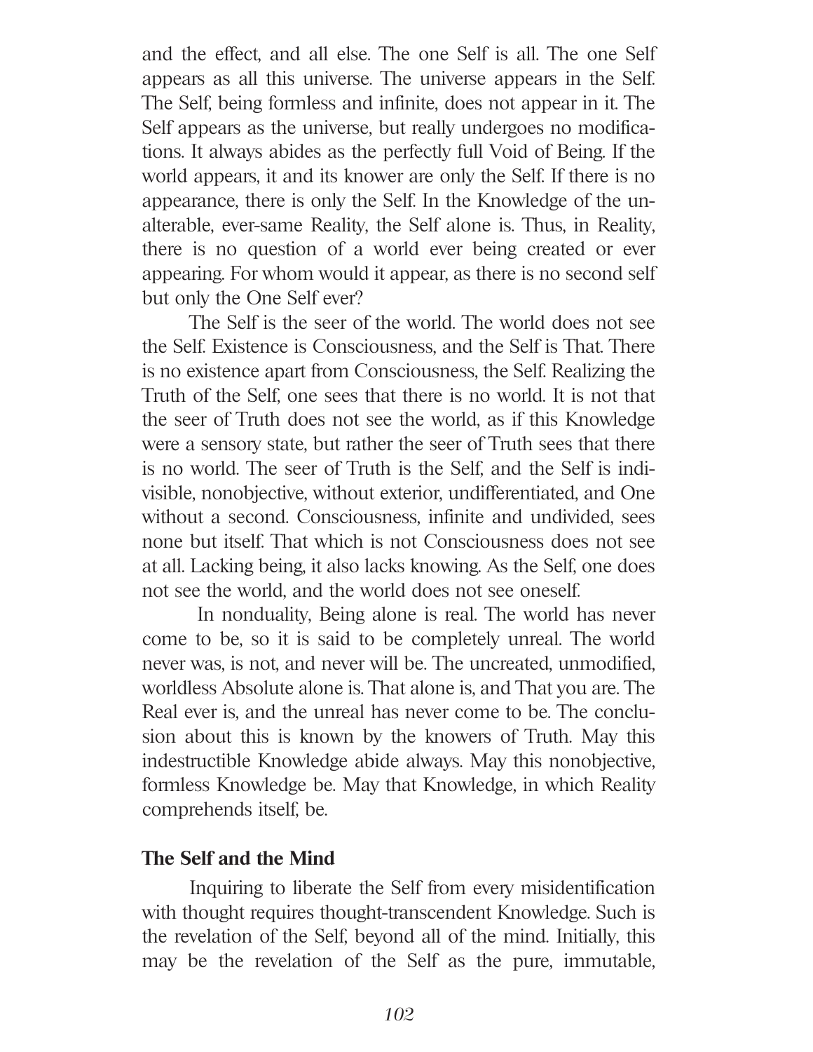and the effect, and all else. The one Self is all. The one Self appears as all this universe. The universe appears in the Self. The Self, being formless and infinite, does not appear in it. The Self appears as the universe, but really undergoes no modifications. It always abides as the perfectly full Void of Being. If the world appears, it and its knower are only the Self. If there is no appearance, there is only the Self. In the Knowledge of the unalterable, ever-same Reality, the Self alone is. Thus, in Reality, there is no question of a world ever being created or ever appearing. For whom would it appear, as there is no second self but only the One Self ever?

The Self is the seer of the world. The world does not see the Self. Existence is Consciousness, and the Self is That. There is no existence apart from Consciousness, the Self. Realizing the Truth of the Self, one sees that there is no world. It is not that the seer of Truth does not see the world, as if this Knowledge were a sensory state, but rather the seer of Truth sees that there is no world. The seer of Truth is the Self, and the Self is indivisible, nonobjective, without exterior, undifferentiated, and One without a second. Consciousness, infinite and undivided, sees none but itself. That which is not Consciousness does not see at all. Lacking being, it also lacks knowing. As the Self, one does not see the world, and the world does not see oneself.

In nonduality, Being alone is real. The world has never come to be, so it is said to be completely unreal. The world never was, is not, and never will be. The uncreated, unmodified, worldless Absolute alone is. That alone is, and That you are. The Real ever is, and the unreal has never come to be. The conclusion about this is known by the knowers of Truth. May this indestructible Knowledge abide always. May this nonobjective, formless Knowledge be. May that Knowledge, in which Reality comprehends itself, be.

## The Self and the Mind

Inquiring to liberate the Self from every misidentification with thought requires thought-transcendent Knowledge. Such is the revelation of the Self, beyond all of the mind. Initially, this may be the revelation of the Self as the pure, immutable,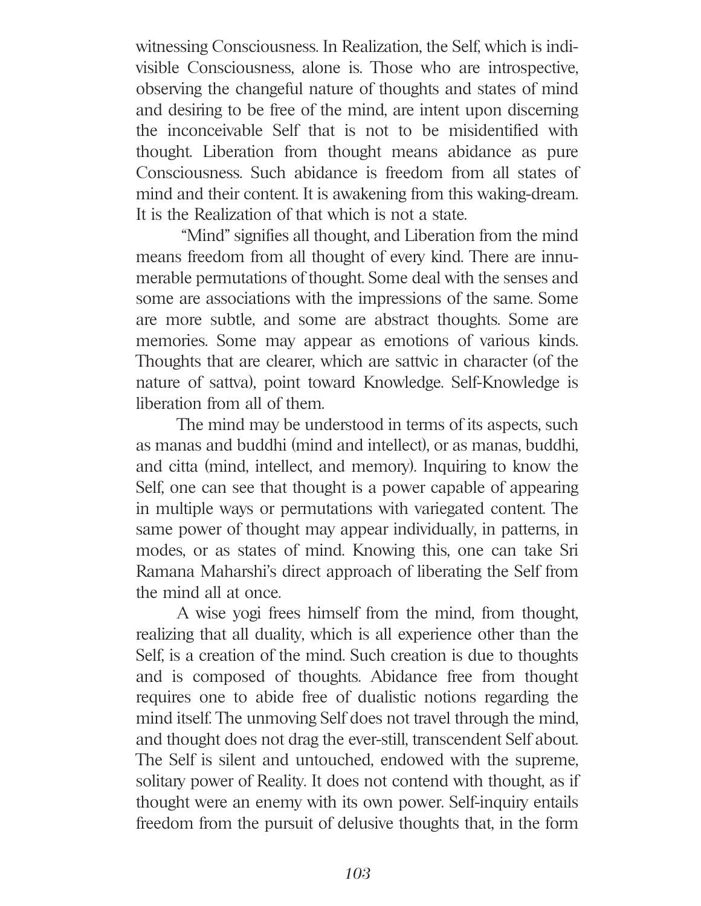witnessing Consciousness. In Realization, the Self, which is indivisible Consciousness, alone is. Those who are introspective, observing the changeful nature of thoughts and states of mind and desiring to be free of the mind, are intent upon discerning the inconceivable Self that is not to be misidentified with thought. Liberation from thought means abidance as pure Consciousness. Such abidance is freedom from all states of mind and their content. It is awakening from this waking-dream. It is the Realization of that which is not a state.

"Mind" signifies all thought, and Liberation from the mind means freedom from all thought of every kind. There are innumerable permutations of thought. Some deal with the senses and some are associations with the impressions of the same. Some are more subtle, and some are abstract thoughts. Some are memories. Some may appear as emotions of various kinds. Thoughts that are clearer, which are sattvic in character (of the nature of sattva), point toward Knowledge. Self-Knowledge is liberation from all of them.

The mind may be understood in terms of its aspects, such as manas and buddhi (mind and intellect), or as manas, buddhi, and citta (mind, intellect, and memory). Inquiring to know the Self, one can see that thought is a power capable of appearing in multiple ways or permutations with variegated content. The same power of thought may appear individually, in patterns, in modes, or as states of mind. Knowing this, one can take Sri Ramana Maharshi's direct approach of liberating the Self from the mind all at once.

A wise yogi frees himself from the mind, from thought, realizing that all duality, which is all experience other than the Self, is a creation of the mind. Such creation is due to thoughts and is composed of thoughts. Abidance free from thought requires one to abide free of dualistic notions regarding the mind itself. The unmoving Self does not travel through the mind, and thought does not drag the ever-still, transcendent Self about. The Self is silent and untouched, endowed with the supreme, solitary power of Reality. It does not contend with thought, as if thought were an enemy with its own power. Self-inquiry entails freedom from the pursuit of delusive thoughts that, in the form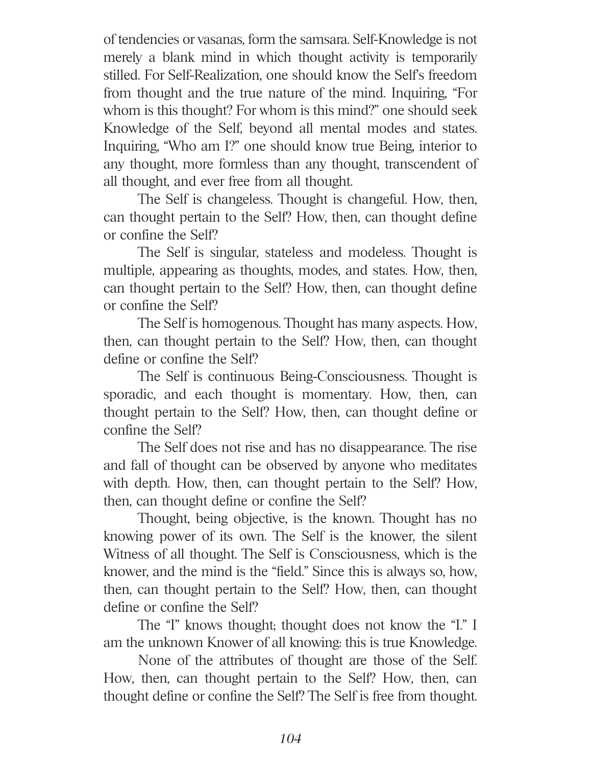of tendencies or vasanas, form the samsara. Self-Knowledge is not merely a blank mind in which thought activity is temporarily stilled. For Self-Realization, one should know the Self's freedom from thought and the true nature of the mind. Inquiring, "For whom is this thought? For whom is this mind?" one should seek Knowledge of the Self, beyond all mental modes and states. Inquiring, "Who am I?" one should know true Being, interior to any thought, more formless than any thought, transcendent of all thought, and ever free from all thought.

The Self is changeless. Thought is changeful. How, then, can thought pertain to the Self? How, then, can thought define or confine the Self?

The Self is singular, stateless and modeless. Thought is multiple, appearing as thoughts, modes, and states. How, then, can thought pertain to the Self? How, then, can thought define or confine the Self?

The Self is homogenous. Thought has many aspects. How, then, can thought pertain to the Self? How, then, can thought define or confine the Self?

The Self is continuous Being-Consciousness. Thought is sporadic, and each thought is momentary. How, then, can thought pertain to the Self? How, then, can thought define or confine the Self?

The Self does not rise and has no disappearance. The rise and fall of thought can be observed by anyone who meditates with depth. How, then, can thought pertain to the Self? How, then, can thought define or confine the Self?

Thought, being objective, is the known. Thought has no knowing power of its own. The Self is the knower, the silent Witness of all thought. The Self is Consciousness, which is the knower, and the mind is the "field." Since this is always so, how, then, can thought pertain to the Self? How, then, can thought define or confine the Self?

The "I" knows thought; thought does not know the "I." I am the unknown Knower of all knowing: this is true Knowledge.

None of the attributes of thought are those of the Self. How, then, can thought pertain to the Self? How, then, can thought define or confine the Self? The Self is free from thought.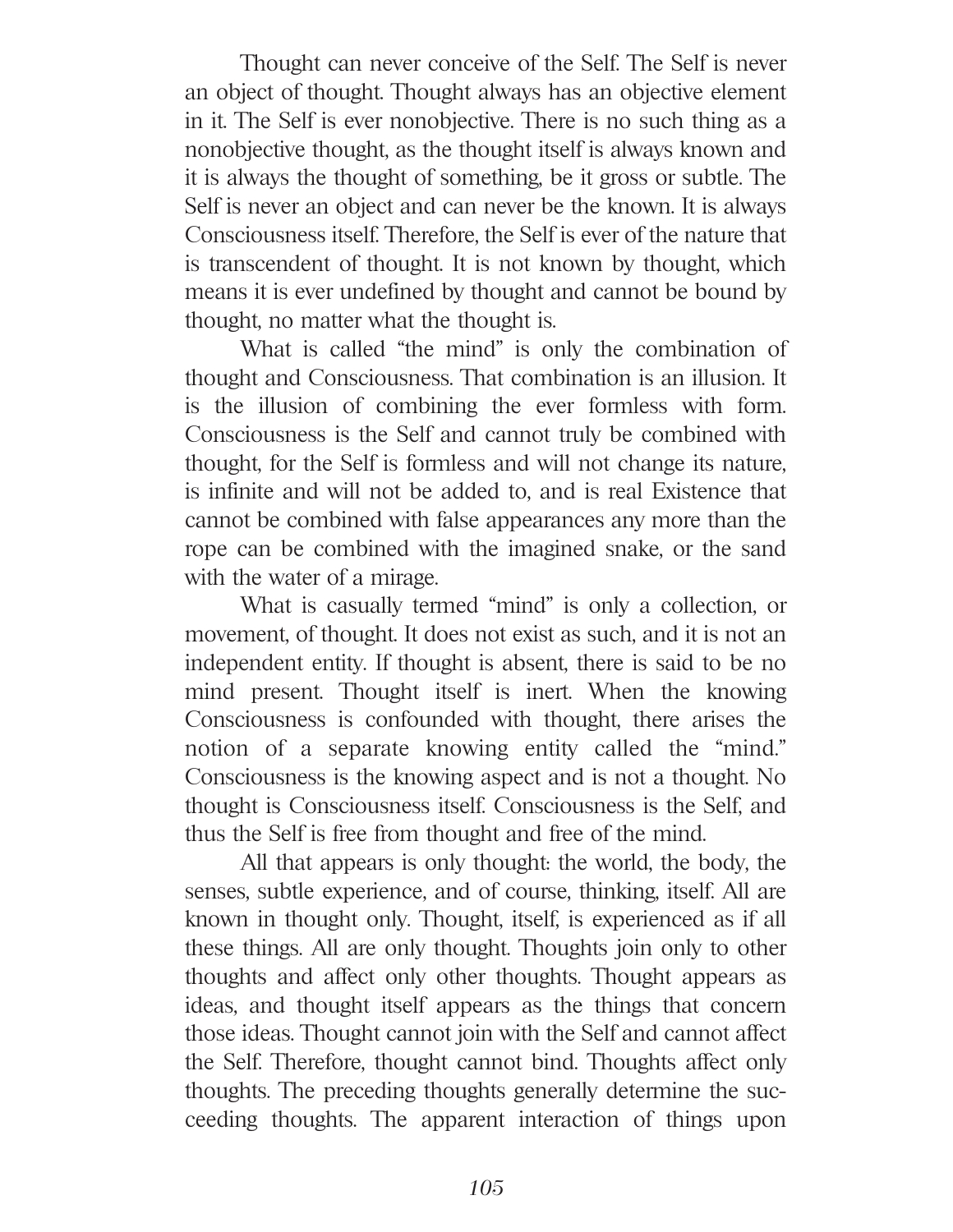Thought can never conceive of the Self. The Self is never an object of thought. Thought always has an objective element in it. The Self is ever nonobjective. There is no such thing as a nonobjective thought, as the thought itself is always known and it is always the thought of something, be it gross or subtle. The Self is never an object and can never be the known. It is always Consciousness itself. Therefore, the Self is ever of the nature that is transcendent of thought. It is not known by thought, which means it is ever undefined by thought and cannot be bound by thought, no matter what the thought is.

What is called "the mind" is only the combination of thought and Consciousness. That combination is an illusion. It is the illusion of combining the ever formless with form. Consciousness is the Self and cannot truly be combined with thought, for the Self is formless and will not change its nature, is infinite and will not be added to, and is real Existence that cannot be combined with false appearances any more than the rope can be combined with the imagined snake, or the sand with the water of a mirage.

What is casually termed "mind" is only a collection, or movement, of thought. It does not exist as such, and it is not an independent entity. If thought is absent, there is said to be no mind present. Thought itself is inert. When the knowing Consciousness is confounded with thought, there arises the notion of a separate knowing entity called the "mind." Consciousness is the knowing aspect and is not a thought. No thought is Consciousness itself. Consciousness is the Self, and thus the Self is free from thought and free of the mind.

All that appears is only thought: the world, the body, the senses, subtle experience, and of course, thinking, itself. All are known in thought only. Thought, itself, is experienced as if all these things. All are only thought. Thoughts join only to other thoughts and affect only other thoughts. Thought appears as ideas, and thought itself appears as the things that concern those ideas. Thought cannot join with the Self and cannot affect the Self. Therefore, thought cannot bind. Thoughts affect only thoughts. The preceding thoughts generally determine the succeeding thoughts. The apparent interaction of things upon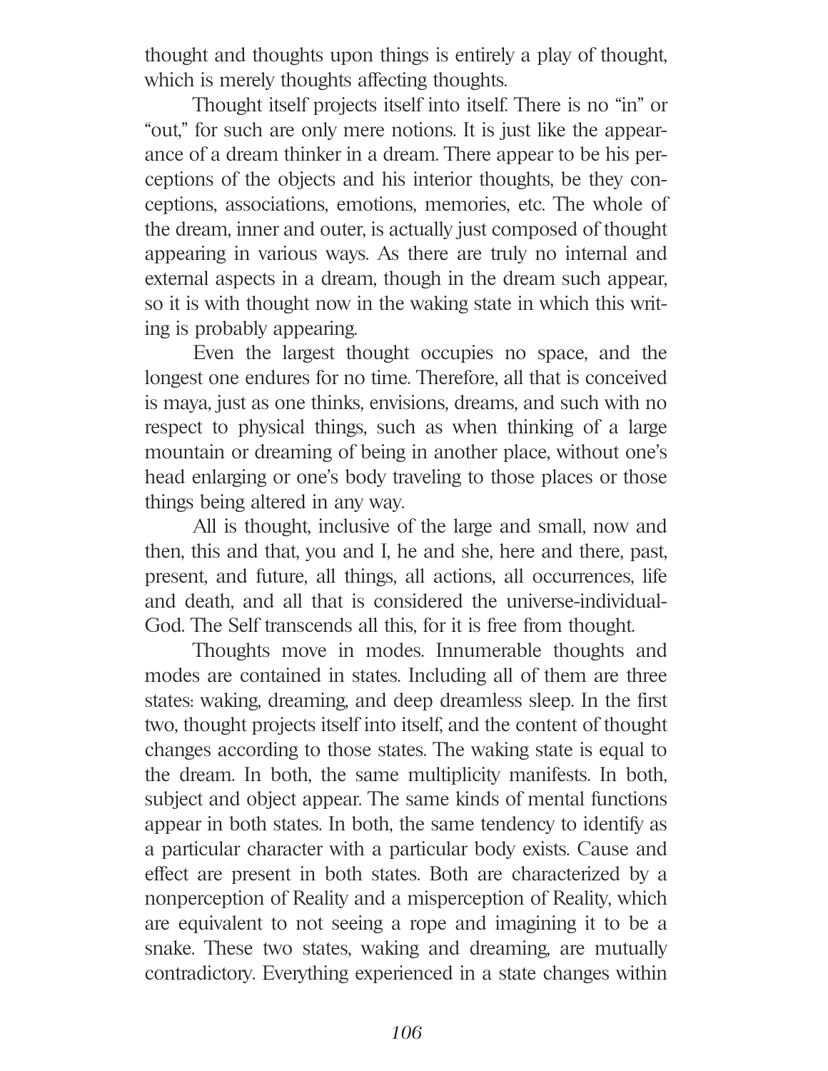thought and thoughts upon things is entirely a play of thought, which is merely thoughts affecting thoughts.

Thought itself projects itself into itself. There is no "in" or "out," for such are only mere notions. It is just like the appearance of a dream thinker in a dream. There appear to be his perceptions of the objects and his interior thoughts, be they conceptions, associations, emotions, memories, etc. The whole of the dream, inner and outer, is actually just composed of thought appearing in various ways. As there are truly no internal and external aspects in a dream, though in the dream such appear, so it is with thought now in the waking state in which this writing is probably appearing.

Even the largest thought occupies no space, and the longest one endures for no time. Therefore, all that is conceived is maya, just as one thinks, envisions, dreams, and such with no respect to physical things, such as when thinking of a large mountain or dreaming of being in another place, without one's head enlarging or one's body traveling to those places or those things being altered in any way.

All is thought, inclusive of the large and small, now and then, this and that, you and I, he and she, here and there, past, present, and future, all things, all actions, all occurrences, life and death, and all that is considered the universe-individual-God. The Self transcends all this, for it is free from thought.

Thoughts move in modes. Innumerable thoughts and modes are contained in states. Including all of them are three states: waking, dreaming, and deep dreamless sleep. In the first two, thought projects itself into itself, and the content of thought changes according to those states. The waking state is equal to the dream. In both, the same multiplicity manifests. In both, subject and object appear. The same kinds of mental functions appear in both states. In both, the same tendency to identify as a particular character with a particular body exists. Cause and effect are present in both states. Both are characterized by a nonperception of Reality and a misperception of Reality, which are equivalent to not seeing a rope and imagining it to be a snake. These two states, waking and dreaming, are mutually contradictory. Everything experienced in a state changes within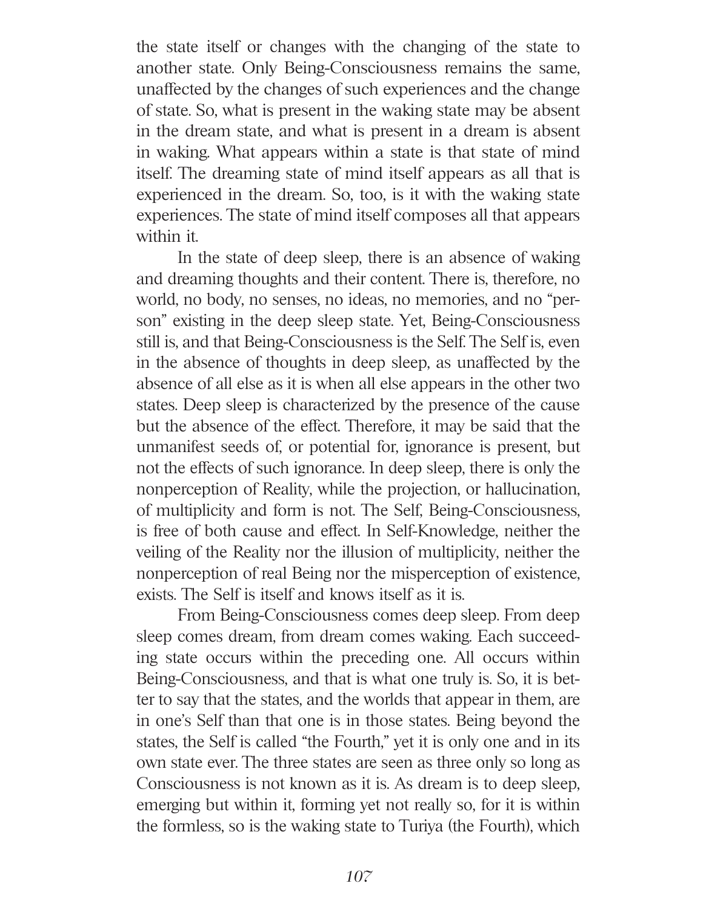the state itself or changes with the changing of the state to another state. Only Being-Consciousness remains the same, unaffected by the changes of such experiences and the change of state. So, what is present in the waking state may be absent in the dream state, and what is present in a dream is absent in waking. What appears within a state is that state of mind itself. The dreaming state of mind itself appears as all that is experienced in the dream. So, too, is it with the waking state experiences. The state of mind itself composes all that appears within it.

In the state of deep sleep, there is an absence of waking and dreaming thoughts and their content. There is, therefore, no world, no body, no senses, no ideas, no memories, and no "person" existing in the deep sleep state. Yet, Being-Consciousness still is, and that Being-Consciousness is the Self. The Self is, even in the absence of thoughts in deep sleep, as unaffected by the absence of all else as it is when all else appears in the other two states. Deep sleep is characterized by the presence of the cause but the absence of the effect. Therefore, it may be said that the unmanifest seeds of, or potential for, ignorance is present, but not the effects of such ignorance. In deep sleep, there is only the nonperception of Reality, while the projection, or hallucination, of multiplicity and form is not. The Self, Being-Consciousness, is free of both cause and effect. In Self-Knowledge, neither the veiling of the Reality nor the illusion of multiplicity, neither the nonperception of real Being nor the misperception of existence, exists. The Self is itself and knows itself as it is.

From Being-Consciousness comes deep sleep. From deep sleep comes dream, from dream comes waking. Each succeeding state occurs within the preceding one. All occurs within Being-Consciousness, and that is what one truly is. So, it is better to say that the states, and the worlds that appear in them, are in one's Self than that one is in those states. Being beyond the states, the Self is called "the Fourth," yet it is only one and in its own state ever. The three states are seen as three only so long as Consciousness is not known as it is. As dream is to deep sleep, emerging but within it, forming yet not really so, for it is within the formless, so is the waking state to Turiya (the Fourth), which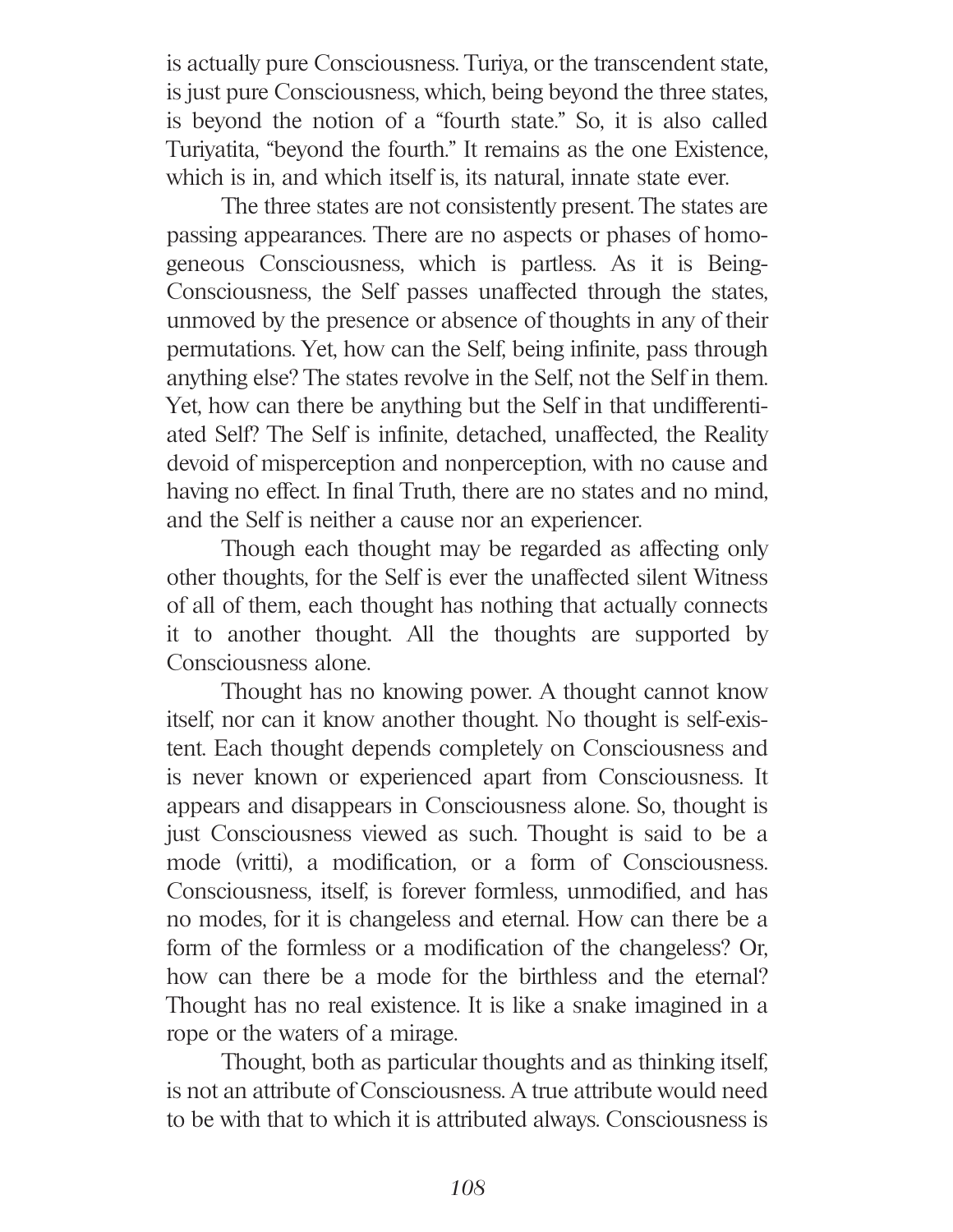is actually pure Consciousness. Turiya, or the transcendent state, is just pure Consciousness, which, being beyond the three states, is beyond the notion of a "fourth state." So, it is also called Turiyatita, "beyond the fourth." It remains as the one Existence, which is in, and which itself is, its natural, innate state ever.

The three states are not consistently present. The states are passing appearances. There are no aspects or phases of homogeneous Consciousness, which is partless. As it is Being-Consciousness, the Self passes unaffected through the states, unmoved by the presence or absence of thoughts in any of their permutations. Yet, how can the Self, being infinite, pass through anything else? The states revolve in the Self, not the Self in them. Yet, how can there be anything but the Self in that undifferentiated Self? The Self is infinite, detached, unaffected, the Reality devoid of misperception and nonperception, with no cause and having no effect. In final Truth, there are no states and no mind, and the Self is neither a cause nor an experiencer.

Though each thought may be regarded as affecting only other thoughts, for the Self is ever the unaffected silent Witness of all of them, each thought has nothing that actually connects it to another thought. All the thoughts are supported by Consciousness alone.

Thought has no knowing power. A thought cannot know itself, nor can it know another thought. No thought is self-existent. Each thought depends completely on Consciousness and is never known or experienced apart from Consciousness. It appears and disappears in Consciousness alone. So, thought is just Consciousness viewed as such. Thought is said to be a mode (vritti), a modification, or a form of Consciousness. Consciousness, itself, is forever formless, unmodified, and has no modes, for it is changeless and eternal. How can there be a form of the formless or a modification of the changeless? Or, how can there be a mode for the birthless and the eternal? Thought has no real existence. It is like a snake imagined in a rope or the waters of a mirage.

Thought, both as particular thoughts and as thinking itself, is not an attribute of Consciousness. A true attribute would need to be with that to which it is attributed always. Consciousness is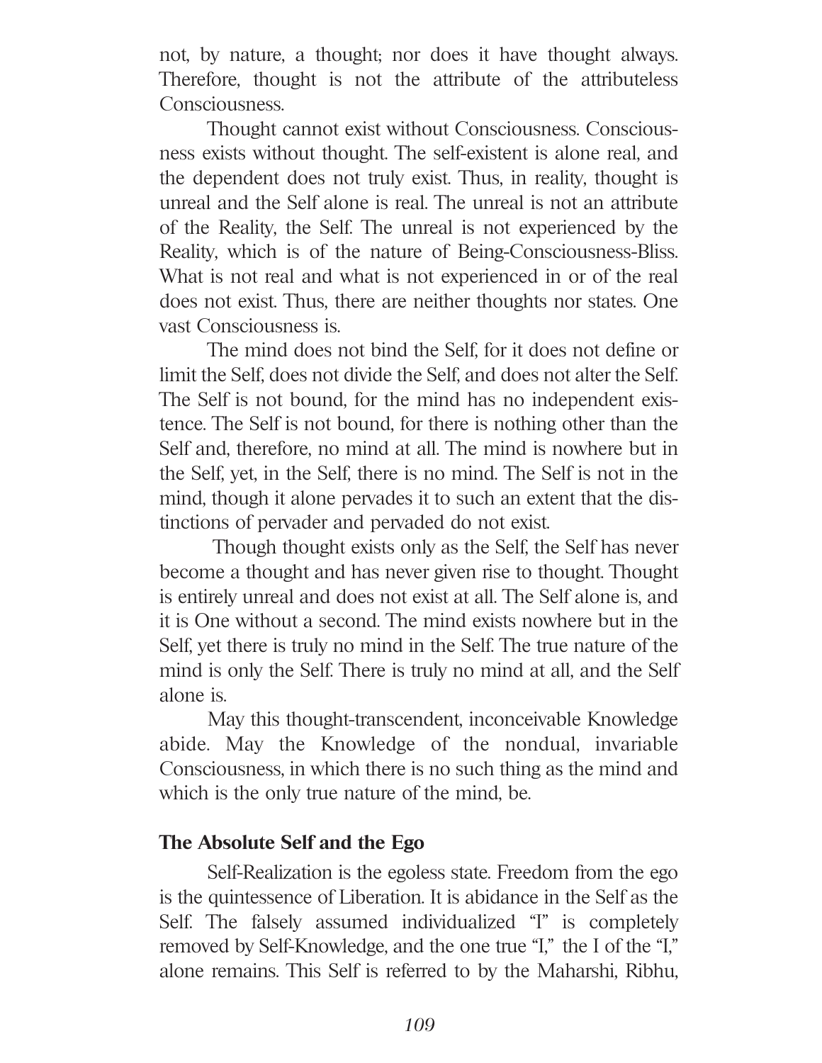not, by nature, a thought; nor does it have thought always. Therefore, thought is not the attribute of the attributeless Consciousness.

Thought cannot exist without Consciousness. Consciousness exists without thought. The self-existent is alone real, and the dependent does not truly exist. Thus, in reality, thought is unreal and the Self alone is real. The unreal is not an attribute of the Reality, the Self. The unreal is not experienced by the Reality, which is of the nature of Being-Consciousness-Bliss. What is not real and what is not experienced in or of the real does not exist. Thus, there are neither thoughts nor states. One vast Consciousness is.

The mind does not bind the Self, for it does not define or limit the Self, does not divide the Self, and does not alter the Self. The Self is not bound, for the mind has no independent existence. The Self is not bound, for there is nothing other than the Self and, therefore, no mind at all. The mind is nowhere but in the Self, yet, in the Self, there is no mind. The Self is not in the mind, though it alone pervades it to such an extent that the distinctions of pervader and pervaded do not exist.

Though thought exists only as the Self, the Self has never become a thought and has never given rise to thought. Thought is entirely unreal and does not exist at all. The Self alone is, and it is One without a second. The mind exists nowhere but in the Self, yet there is truly no mind in the Self. The true nature of the mind is only the Self. There is truly no mind at all, and the Self alone is.

May this thought-transcendent, inconceivable Knowledge abide. May the Knowledge of the nondual, invariable Consciousness, in which there is no such thing as the mind and which is the only true nature of the mind, be.

### The Absolute Self and the Ego

Self-Realization is the egoless state. Freedom from the ego is the quintessence of Liberation. It is abidance in the Self as the Self. The falsely assumed individualized "I" is completely removed by Self-Knowledge, and the one true "I," the I of the "I," alone remains. This Self is referred to by the Maharshi, Ribhu,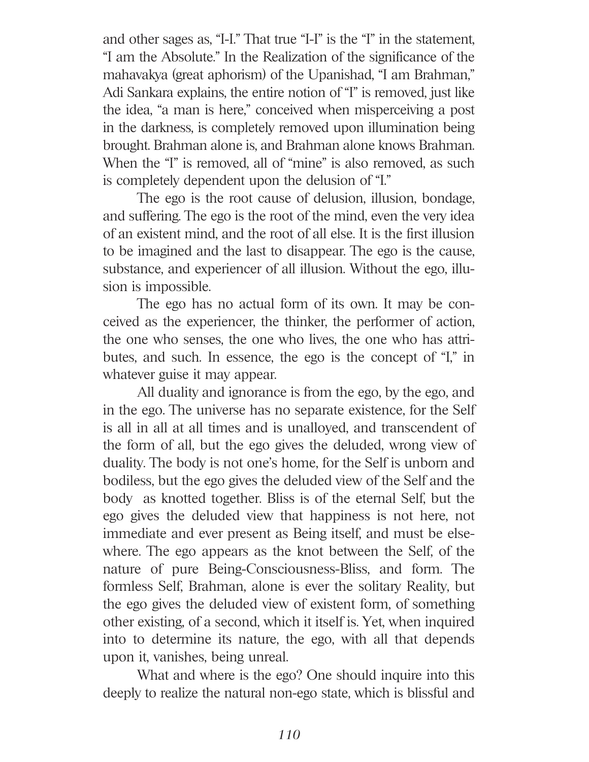and other sages as, "I-I." That true "I-I" is the "I" in the statement, "I am the Absolute." In the Realization of the significance of the mahavakya (great aphorism) of the Upanishad, "I am Brahman," Adi Sankara explains, the entire notion of "I" is removed, just like the idea, "a man is here," conceived when misperceiving a post in the darkness, is completely removed upon illumination being brought. Brahman alone is, and Brahman alone knows Brahman. When the "I" is removed, all of "mine" is also removed, as such is completely dependent upon the delusion of "I."

The ego is the root cause of delusion, illusion, bondage, and suffering. The ego is the root of the mind, even the very idea of an existent mind, and the root of all else. It is the first illusion to be imagined and the last to disappear. The ego is the cause, substance, and experiencer of all illusion. Without the ego, illusion is impossible.

The ego has no actual form of its own. It may be conceived as the experiencer, the thinker, the performer of action, the one who senses, the one who lives, the one who has attributes, and such. In essence, the ego is the concept of "I," in whatever guise it may appear.

All duality and ignorance is from the ego, by the ego, and in the ego. The universe has no separate existence, for the Self is all in all at all times and is unalloyed, and transcendent of the form of all, but the ego gives the deluded, wrong view of duality. The body is not one's home, for the Self is unborn and bodiless, but the ego gives the deluded view of the Self and the body as knotted together. Bliss is of the eternal Self, but the ego gives the deluded view that happiness is not here, not immediate and ever present as Being itself, and must be elsewhere. The ego appears as the knot between the Self, of the nature of pure Being-Consciousness-Bliss, and form. The formless Self, Brahman, alone is ever the solitary Reality, but the ego gives the deluded view of existent form, of something other existing, of a second, which it itself is. Yet, when inquired into to determine its nature, the ego, with all that depends upon it, vanishes, being unreal.

What and where is the ego? One should inquire into this deeply to realize the natural non-ego state, which is blissful and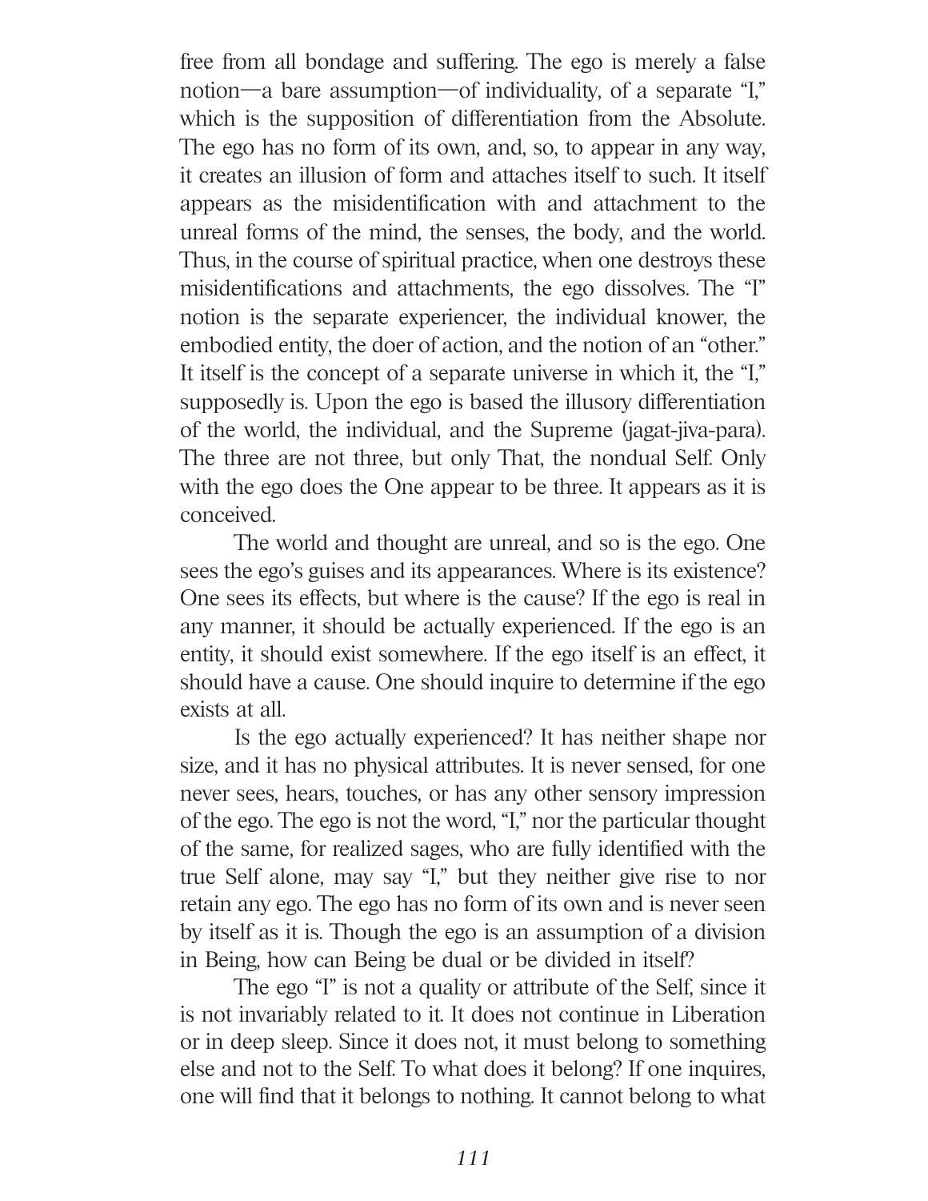free from all bondage and suffering. The ego is merely a false notion—a bare assumption—of individuality, of a separate "I," which is the supposition of differentiation from the Absolute. The ego has no form of its own, and, so, to appear in any way, it creates an illusion of form and attaches itself to such. It itself appears as the misidentification with and attachment to the unreal forms of the mind, the senses, the body, and the world. Thus, in the course of spiritual practice, when one destroys these misidentifications and attachments, the ego dissolves. The "I" notion is the separate experiencer, the individual knower, the embodied entity, the doer of action, and the notion of an "other." It itself is the concept of a separate universe in which it, the "I," supposedly is. Upon the ego is based the illusory differentiation of the world, the individual, and the Supreme (jagat-jiva-para). The three are not three, but only That, the nondual Self. Only with the ego does the One appear to be three. It appears as it is conceived.

The world and thought are unreal, and so is the ego. One sees the ego's guises and its appearances. Where is its existence? One sees its effects, but where is the cause? If the ego is real in any manner, it should be actually experienced. If the ego is an entity, it should exist somewhere. If the ego itself is an effect, it should have a cause. One should inquire to determine if the ego exists at all.

Is the ego actually experienced? It has neither shape nor size, and it has no physical attributes. It is never sensed, for one never sees, hears, touches, or has any other sensory impression of the ego. The ego is not the word, "I," nor the particular thought of the same, for realized sages, who are fully identified with the true Self alone, may say "I," but they neither give rise to nor retain any ego. The ego has no form of its own and is never seen by itself as it is. Though the ego is an assumption of a division in Being, how can Being be dual or be divided in itself?

The ego "I" is not a quality or attribute of the Self, since it is not invariably related to it. It does not continue in Liberation or in deep sleep. Since it does not, it must belong to something else and not to the Self. To what does it belong? If one inquires, one will find that it belongs to nothing. It cannot belong to what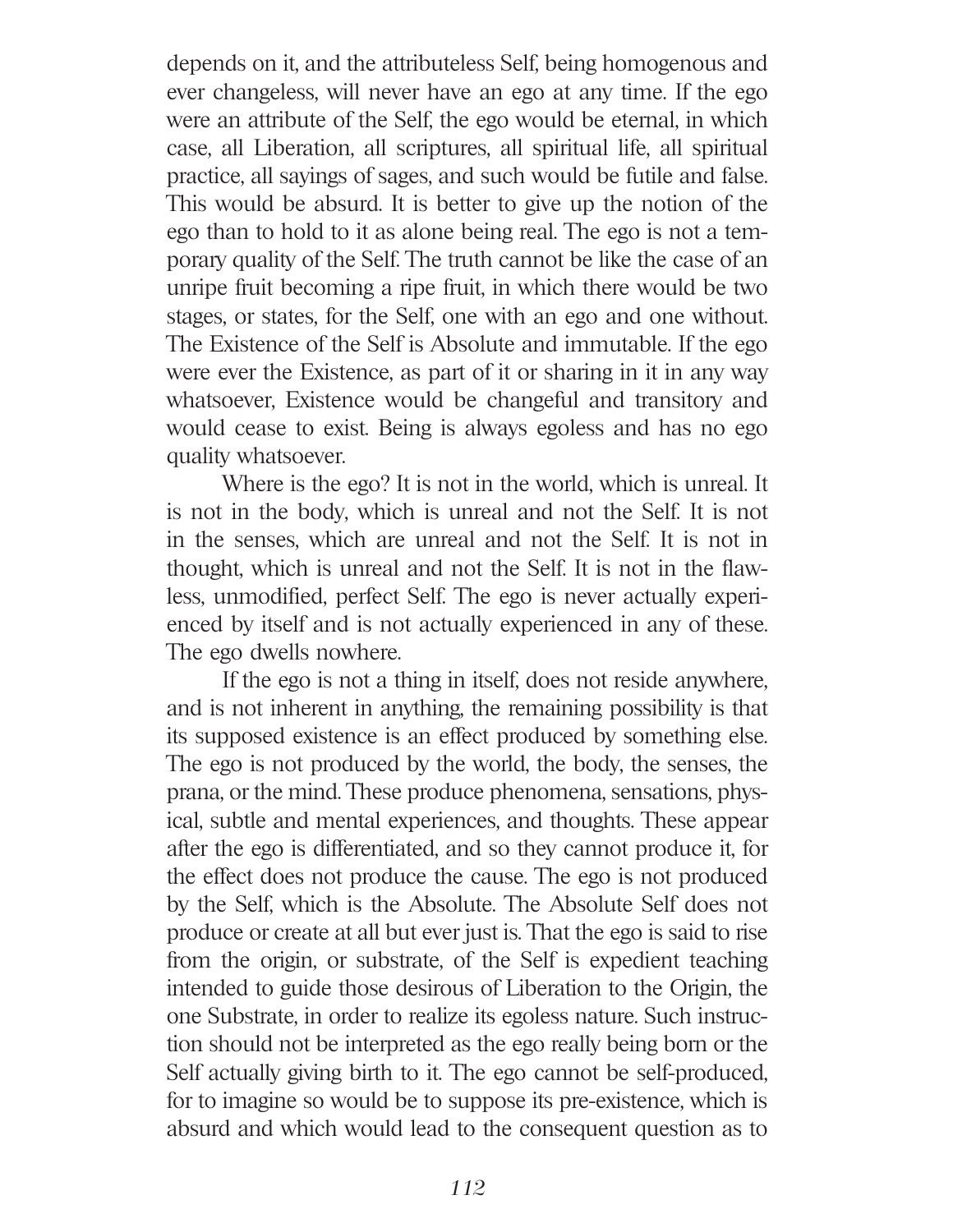depends on it, and the attributeless Self, being homogenous and ever changeless, will never have an ego at any time. If the ego were an attribute of the Self, the ego would be eternal, in which case, all Liberation, all scriptures, all spiritual life, all spiritual practice, all sayings of sages, and such would be futile and false. This would be absurd. It is better to give up the notion of the ego than to hold to it as alone being real. The ego is not a temporary quality of the Self. The truth cannot be like the case of an unripe fruit becoming a ripe fruit, in which there would be two stages, or states, for the Self, one with an ego and one without. The Existence of the Self is Absolute and immutable. If the ego were ever the Existence, as part of it or sharing in it in any way whatsoever, Existence would be changeful and transitory and would cease to exist. Being is always egoless and has no ego quality whatsoever.

Where is the ego? It is not in the world, which is unreal. It is not in the body, which is unreal and not the Self. It is not in the senses, which are unreal and not the Self. It is not in thought, which is unreal and not the Self. It is not in the flawless, unmodified, perfect Self. The ego is never actually experienced by itself and is not actually experienced in any of these. The ego dwells nowhere.

If the ego is not a thing in itself, does not reside anywhere, and is not inherent in anything, the remaining possibility is that its supposed existence is an effect produced by something else. The ego is not produced by the world, the body, the senses, the prana, or the mind. These produce phenomena, sensations, physical, subtle and mental experiences, and thoughts. These appear after the ego is differentiated, and so they cannot produce it, for the effect does not produce the cause. The ego is not produced by the Self, which is the Absolute. The Absolute Self does not produce or create at all but ever just is. That the ego is said to rise from the origin, or substrate, of the Self is expedient teaching intended to guide those desirous of Liberation to the Origin, the one Substrate, in order to realize its egoless nature. Such instruction should not be interpreted as the ego really being born or the Self actually giving birth to it. The ego cannot be self-produced, for to imagine so would be to suppose its pre-existence, which is absurd and which would lead to the consequent question as to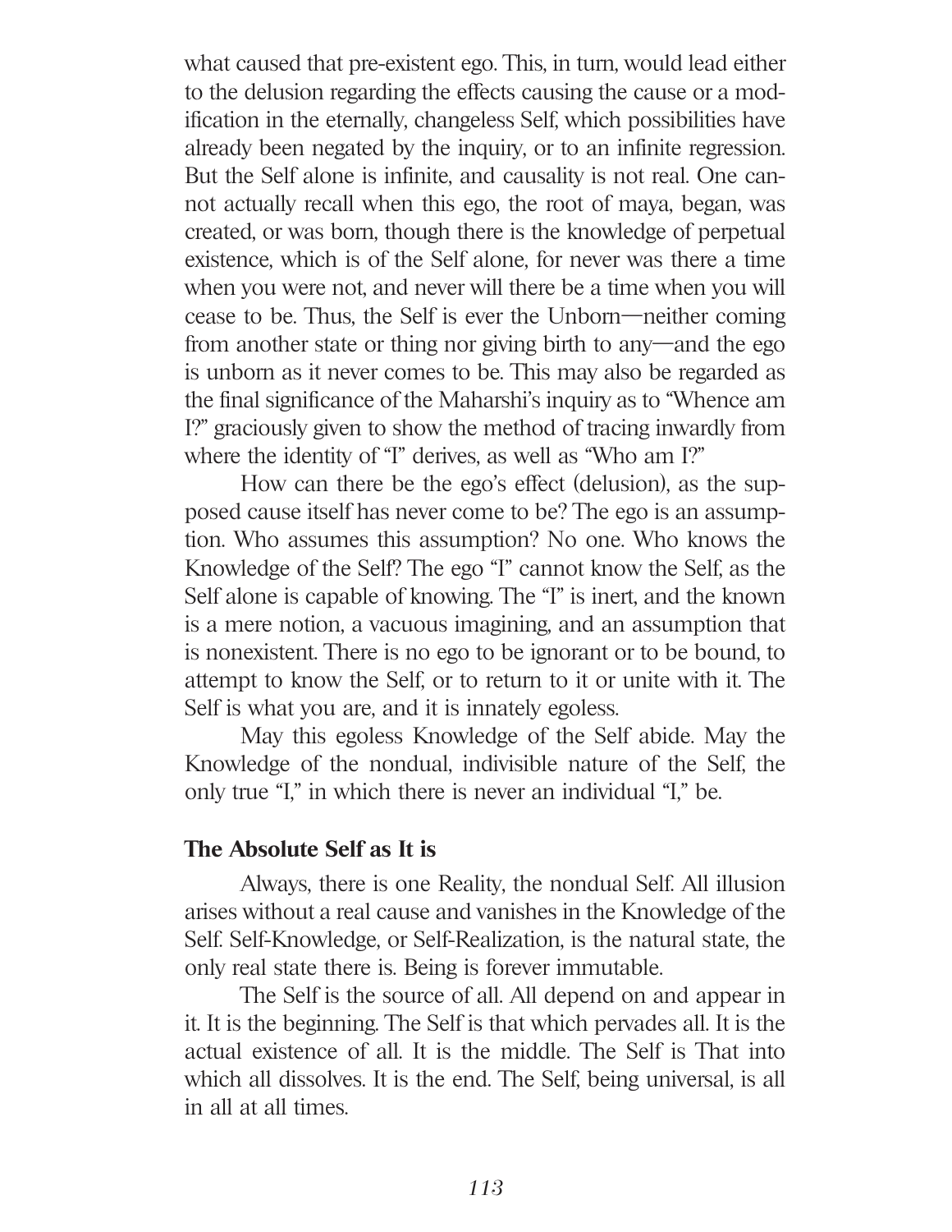what caused that pre-existent ego. This, in turn, would lead either to the delusion regarding the effects causing the cause or a modification in the eternally, changeless Self, which possibilities have already been negated by the inquiry, or to an infinite regression. But the Self alone is infinite, and causality is not real. One cannot actually recall when this ego, the root of maya, began, was created, or was born, though there is the knowledge of perpetual existence, which is of the Self alone, for never was there a time when you were not, and never will there be a time when you will cease to be. Thus, the Self is ever the Unborn—neither coming from another state or thing nor giving birth to any—and the ego is unborn as it never comes to be. This may also be regarded as the final significance of the Maharshi's inquiry as to "Whence am I?" graciously given to show the method of tracing inwardly from where the identity of "I" derives, as well as "Who am I?"

How can there be the ego's effect (delusion), as the supposed cause itself has never come to be? The ego is an assumption. Who assumes this assumption? No one. Who knows the Knowledge of the Self? The ego "I" cannot know the Self, as the Self alone is capable of knowing. The "I" is inert, and the known is a mere notion, a vacuous imagining, and an assumption that is nonexistent. There is no ego to be ignorant or to be bound, to attempt to know the Self, or to return to it or unite with it. The Self is what you are, and it is innately egoless.

May this egoless Knowledge of the Self abide. May the Knowledge of the nondual, indivisible nature of the Self, the only true "I," in which there is never an individual "I," be.

**The Absolute Self as It is**

Always, there is one Reality, the nondual Self. All illusion arises without a real cause and vanishes in the Knowledge of the Self. Self-Knowledge, or Self-Realization, is the natural state, the only real state there is. Being is forever immutable.

The Self is the source of all. All depend on and appear in it. It is the beginning. The Self is that which pervades all. It is the actual existence of all. It is the middle. The Self is That into which all dissolves. It is the end. The Self, being universal, is all in all at all times.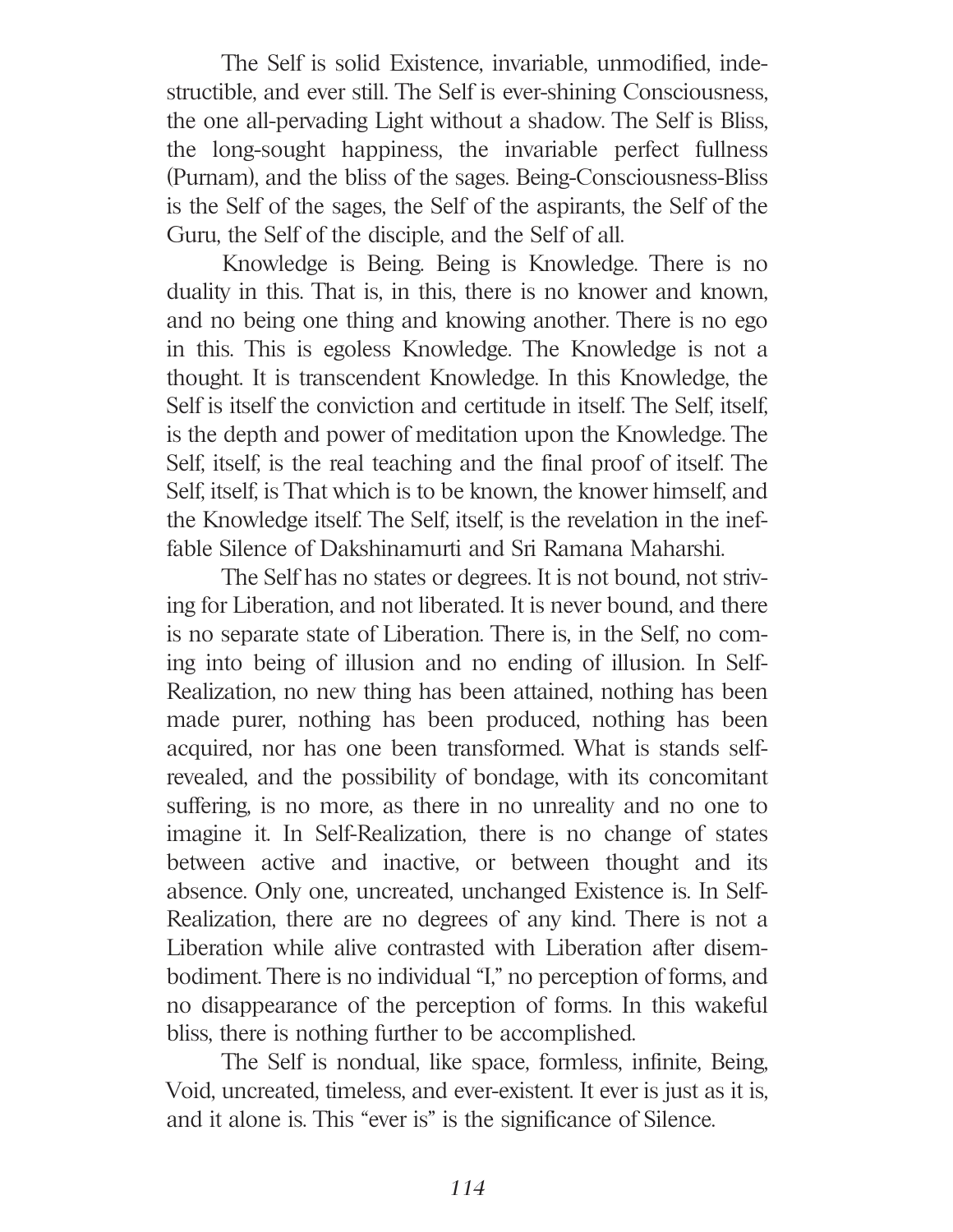The Self is solid Existence, invariable, unmodified, indestructible, and ever still. The Self is ever-shining Consciousness, the one all-pervading Light without a shadow. The Self is Bliss, the long-sought happiness, the invariable perfect fullness (Purnam), and the bliss of the sages. Being-Consciousness-Bliss is the Self of the sages, the Self of the aspirants, the Self of the Guru, the Self of the disciple, and the Self of all.

Knowledge is Being. Being is Knowledge. There is no duality in this. That is, in this, there is no knower and known, and no being one thing and knowing another. There is no ego in this. This is egoless Knowledge. The Knowledge is not a thought. It is transcendent Knowledge. In this Knowledge, the Self is itself the conviction and certitude in itself. The Self, itself, is the depth and power of meditation upon the Knowledge. The Self, itself, is the real teaching and the final proof of itself. The Self, itself, is That which is to be known, the knower himself, and the Knowledge itself. The Self, itself, is the revelation in the ineffable Silence of Dakshinamurti and Sri Ramana Maharshi.

The Self has no states or degrees. It is not bound, not striving for Liberation, and not liberated. It is never bound, and there is no separate state of Liberation. There is, in the Self, no coming into being of illusion and no ending of illusion. In Self-Realization, no new thing has been attained, nothing has been made purer, nothing has been produced, nothing has been acquired, nor has one been transformed. What is stands self-revealed, and the possibility of bondage, with its concomitant suffering, is no more, as there in no unreality and no one to imagine it. In Self-Realization, there is no change of states between active and inactive, or between thought and its absence. Only one, uncreated, unchanged Existence is. In Self-Realization, there are no degrees of any kind. There is not a Liberation while alive contrasted with Liberation after disembodiment. There is no individual "I," no perception of forms, and no disappearance of the perception of forms. In this wakeful bliss, there is nothing further to be accomplished.

The Self is nondual, like space, formless, infinite, Being, Void, uncreated, timeless, and ever-existent. It ever is just as it is, and it alone is. This "ever is" is the significance of Silence.